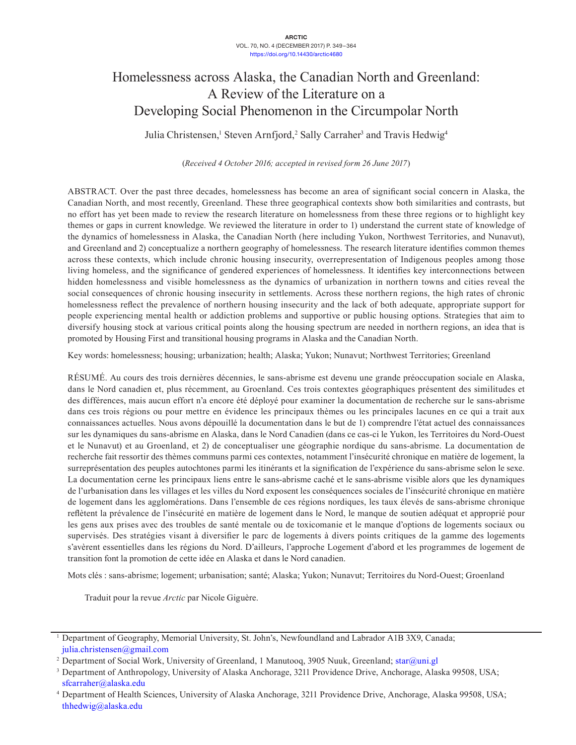# Homelessness across Alaska, the Canadian North and Greenland: A Review of the Literature on a Developing Social Phenomenon in the Circumpolar North

Julia Christensen,[1] Steven Arnfjord,[2] Sally Carraher[3] and Travis Hedwig[4]

(*Received 4 October 2016; accepted in revised form 26 June 2017*)

ABSTRACT. Over the past three decades, homelessness has become an area of significant social concern in Alaska, the Canadian North, and most recently, Greenland. These three geographical contexts show both similarities and contrasts, but no effort has yet been made to review the research literature on homelessness from these three regions or to highlight key themes or gaps in current knowledge. We reviewed the literature in order to 1) understand the current state of knowledge of the dynamics of homelessness in Alaska, the Canadian North (here including Yukon, Northwest Territories, and Nunavut), and Greenland and 2) conceptualize a northern geography of homelessness. The research literature identifies common themes across these contexts, which include chronic housing insecurity, overrepresentation of Indigenous peoples among those living homeless, and the significance of gendered experiences of homelessness. It identifies key interconnections between hidden homelessness and visible homelessness as the dynamics of urbanization in northern towns and cities reveal the social consequences of chronic housing insecurity in settlements. Across these northern regions, the high rates of chronic homelessness reflect the prevalence of northern housing insecurity and the lack of both adequate, appropriate support for people experiencing mental health or addiction problems and supportive or public housing options. Strategies that aim to diversify housing stock at various critical points along the housing spectrum are needed in northern regions, an idea that is promoted by Housing First and transitional housing programs in Alaska and the Canadian North.

Key words: homelessness; housing; urbanization; health; Alaska; Yukon; Nunavut; Northwest Territories; Greenland

RÉSUMÉ. Au cours des trois dernières décennies, le sans-abrisme est devenu une grande préoccupation sociale en Alaska, dans le Nord canadien et, plus récemment, au Groenland. Ces trois contextes géographiques présentent des similitudes et des différences, mais aucun effort n'a encore été déployé pour examiner la documentation de recherche sur le sans-abrisme dans ces trois régions ou pour mettre en évidence les principaux thèmes ou les principales lacunes en ce qui a trait aux connaissances actuelles. Nous avons dépouillé la documentation dans le but de 1) comprendre l'état actuel des connaissances sur les dynamiques du sans-abrisme en Alaska, dans le Nord Canadien (dans ce cas-ci le Yukon, les Territoires du Nord-Ouest et le Nunavut) et au Groenland, et 2) de conceptualiser une géographie nordique du sans-abrisme. La documentation de recherche fait ressortir des thèmes communs parmi ces contextes, notamment l'insécurité chronique en matière de logement, la surreprésentation des peuples autochtones parmi les itinérants et la signification de l'expérience du sans-abrisme selon le sexe. La documentation cerne les principaux liens entre le sans-abrisme caché et le sans-abrisme visible alors que les dynamiques de l'urbanisation dans les villages et les villes du Nord exposent les conséquences sociales de l'insécurité chronique en matière de logement dans les agglomérations. Dans l'ensemble de ces régions nordiques, les taux élevés de sans-abrisme chronique reflètent la prévalence de l'insécurité en matière de logement dans le Nord, le manque de soutien adéquat et approprié pour les gens aux prises avec des troubles de santé mentale ou de toxicomanie et le manque d'options de logements sociaux ou supervisés. Des stratégies visant à diversifier le parc de logements à divers points critiques de la gamme des logements s'avèrent essentielles dans les régions du Nord. D'ailleurs, l'approche Logement d'abord et les programmes de logement de transition font la promotion de cette idée en Alaska et dans le Nord canadien.

Mots clés : sans-abrisme; logement; urbanisation; santé; Alaska; Yukon; Nunavut; Territoires du Nord-Ouest; Groenland

Traduit pour la revue *Arctic* par Nicole Giguère.

---

[1] Department of Geography, Memorial University, St. John's, Newfoundland and Labrador A1B 3X9, Canada; julia.christensen@gmail.com

[2] Department of Social Work, University of Greenland, 1 Manutooq, 3905 Nuuk, Greenland; star@uni.gl

[3] Department of Anthropology, University of Alaska Anchorage, 3211 Providence Drive, Anchorage, Alaska 99508, USA; sfcarraher@alaska.edu

[4] Department of Health Sciences, University of Alaska Anchorage, 3211 Providence Drive, Anchorage, Alaska 99508, USA; thhedwig@alaska.edu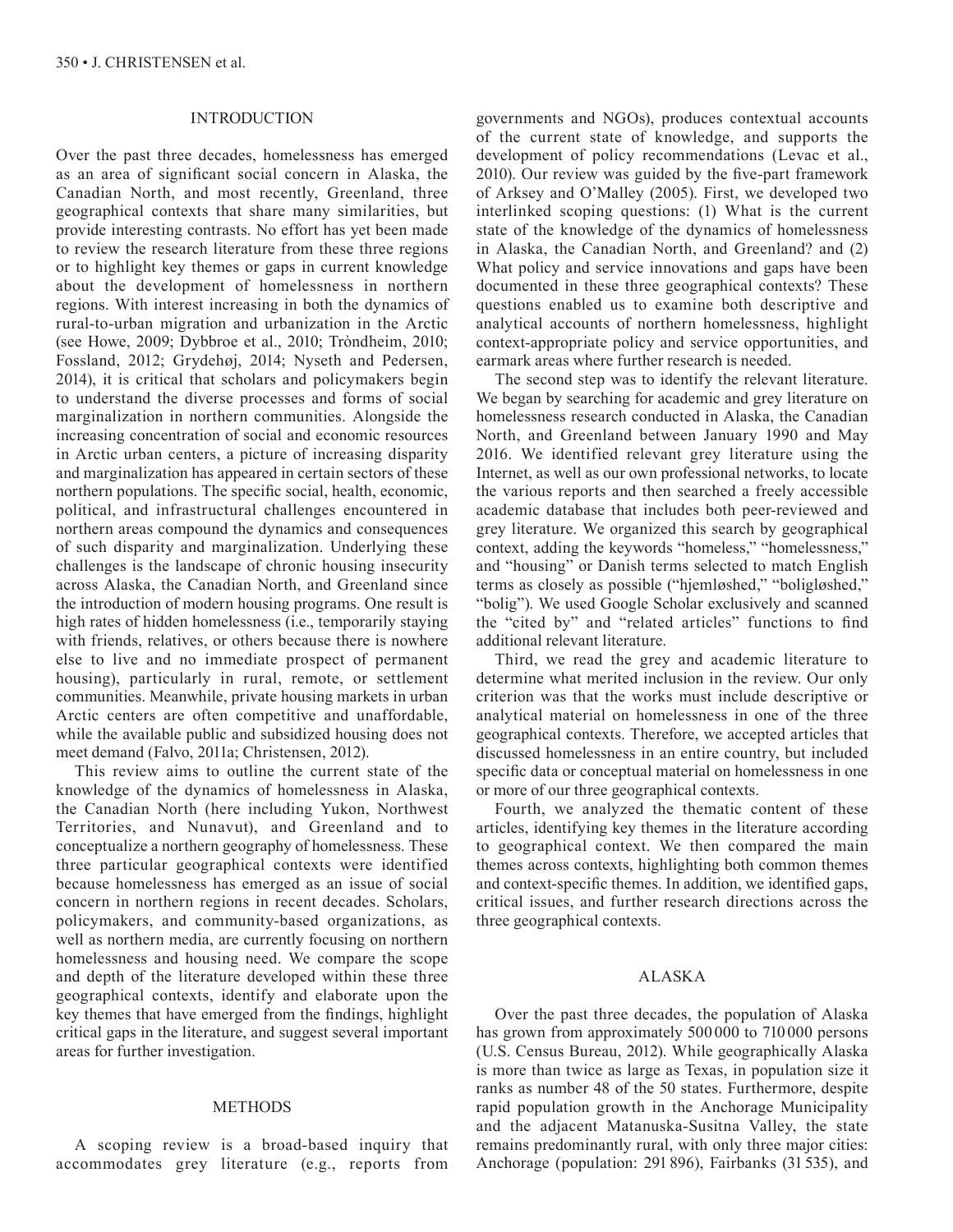## INTRODUCTION

Over the past three decades, homelessness has emerged as an area of significant social concern in Alaska, the Canadian North, and most recently, Greenland, three geographical contexts that share many similarities, but provide interesting contrasts. No effort has yet been made to review the research literature from these three regions or to highlight key themes or gaps in current knowledge about the development of homelessness in northern regions. With interest increasing in both the dynamics of rural-to-urban migration and urbanization in the Arctic (see Howe, 2009; Dybbroe et al., 2010; Tròndheim, 2010; Fossland, 2012; Grydehøj, 2014; Nyseth and Pedersen, 2014), it is critical that scholars and policymakers begin to understand the diverse processes and forms of social marginalization in northern communities. Alongside the increasing concentration of social and economic resources in Arctic urban centers, a picture of increasing disparity and marginalization has appeared in certain sectors of these northern populations. The specific social, health, economic, political, and infrastructural challenges encountered in northern areas compound the dynamics and consequences of such disparity and marginalization. Underlying these challenges is the landscape of chronic housing insecurity across Alaska, the Canadian North, and Greenland since the introduction of modern housing programs. One result is high rates of hidden homelessness (i.e., temporarily staying with friends, relatives, or others because there is nowhere else to live and no immediate prospect of permanent housing), particularly in rural, remote, or settlement communities. Meanwhile, private housing markets in urban Arctic centers are often competitive and unaffordable, while the available public and subsidized housing does not meet demand (Falvo, 2011a; Christensen, 2012).

This review aims to outline the current state of the knowledge of the dynamics of homelessness in Alaska, the Canadian North (here including Yukon, Northwest Territories, and Nunavut), and Greenland and to conceptualize a northern geography of homelessness. These three particular geographical contexts were identified because homelessness has emerged as an issue of social concern in northern regions in recent decades. Scholars, policymakers, and community-based organizations, as well as northern media, are currently focusing on northern homelessness and housing need. We compare the scope and depth of the literature developed within these three geographical contexts, identify and elaborate upon the key themes that have emerged from the findings, highlight critical gaps in the literature, and suggest several important areas for further investigation.

## METHODS

A scoping review is a broad-based inquiry that accommodates grey literature (e.g., reports from governments and NGOs), produces contextual accounts of the current state of knowledge, and supports the development of policy recommendations (Levac et al., 2010). Our review was guided by the five-part framework of Arksey and O'Malley (2005). First, we developed two interlinked scoping questions: (1) What is the current state of the knowledge of the dynamics of homelessness in Alaska, the Canadian North, and Greenland? and (2) What policy and service innovations and gaps have been documented in these three geographical contexts? These questions enabled us to examine both descriptive and analytical accounts of northern homelessness, highlight context-appropriate policy and service opportunities, and earmark areas where further research is needed.

The second step was to identify the relevant literature. We began by searching for academic and grey literature on homelessness research conducted in Alaska, the Canadian North, and Greenland between January 1990 and May 2016. We identified relevant grey literature using the Internet, as well as our own professional networks, to locate the various reports and then searched a freely accessible academic database that includes both peer-reviewed and grey literature. We organized this search by geographical context, adding the keywords "homeless," "homelessness," and "housing" or Danish terms selected to match English terms as closely as possible ("hjemløshed," "boligløshed," "bolig"). We used Google Scholar exclusively and scanned the "cited by" and "related articles" functions to find additional relevant literature.

Third, we read the grey and academic literature to determine what merited inclusion in the review. Our only criterion was that the works must include descriptive or analytical material on homelessness in one of the three geographical contexts. Therefore, we accepted articles that discussed homelessness in an entire country, but included specific data or conceptual material on homelessness in one or more of our three geographical contexts.

Fourth, we analyzed the thematic content of these articles, identifying key themes in the literature according to geographical context. We then compared the main themes across contexts, highlighting both common themes and context-specific themes. In addition, we identified gaps, critical issues, and further research directions across the three geographical contexts.

## ALASKA

Over the past three decades, the population of Alaska has grown from approximately 500 000 to 710 000 persons (U.S. Census Bureau, 2012). While geographically Alaska is more than twice as large as Texas, in population size it ranks as number 48 of the 50 states. Furthermore, despite rapid population growth in the Anchorage Municipality and the adjacent Matanuska-Susitna Valley, the state remains predominantly rural, with only three major cities: Anchorage (population: 291 896), Fairbanks (31 535), and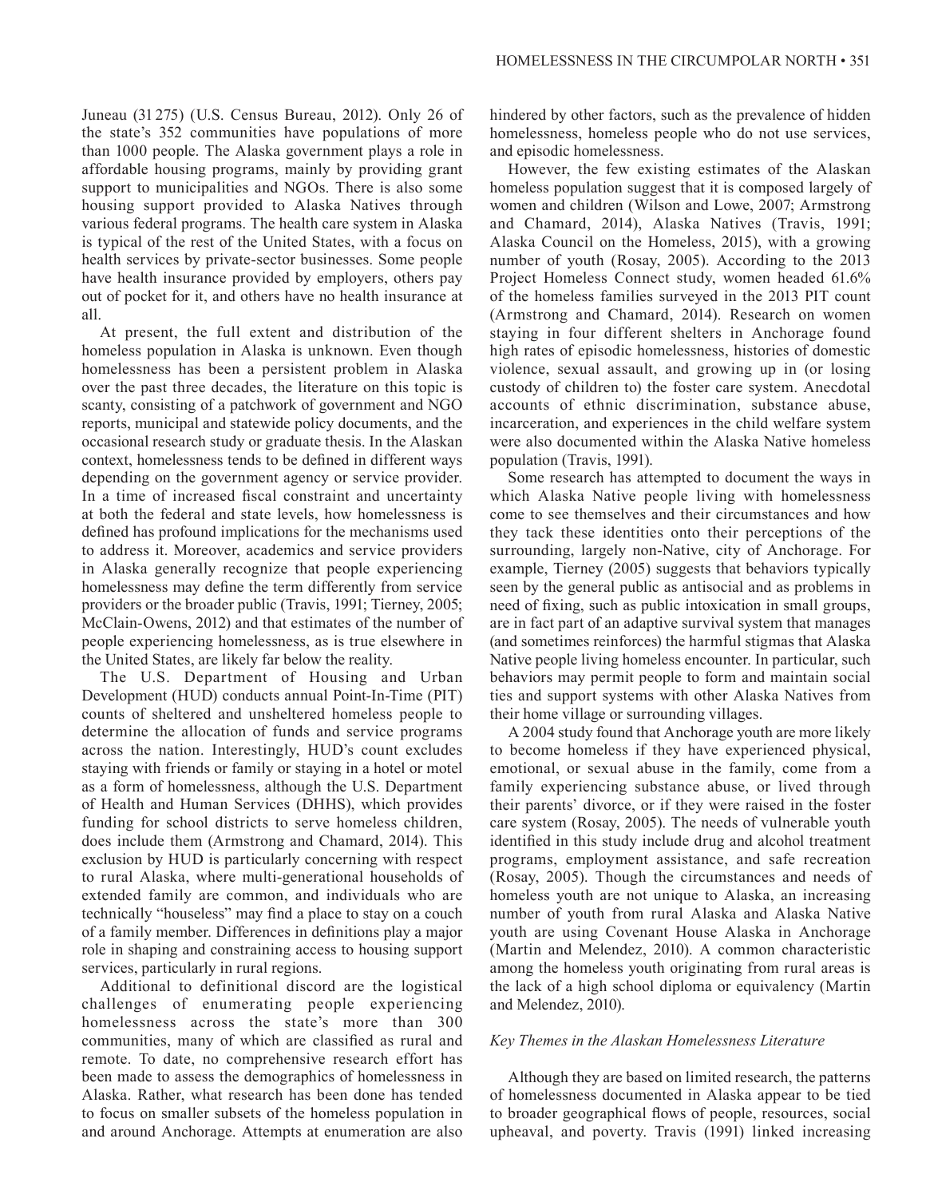Juneau (31 275) (U.S. Census Bureau, 2012). Only 26 of the state's 352 communities have populations of more than 1000 people. The Alaska government plays a role in affordable housing programs, mainly by providing grant support to municipalities and NGOs. There is also some housing support provided to Alaska Natives through various federal programs. The health care system in Alaska is typical of the rest of the United States, with a focus on health services by private-sector businesses. Some people have health insurance provided by employers, others pay out of pocket for it, and others have no health insurance at all.

At present, the full extent and distribution of the homeless population in Alaska is unknown. Even though homelessness has been a persistent problem in Alaska over the past three decades, the literature on this topic is scanty, consisting of a patchwork of government and NGO reports, municipal and statewide policy documents, and the occasional research study or graduate thesis. In the Alaskan context, homelessness tends to be defined in different ways depending on the government agency or service provider. In a time of increased fiscal constraint and uncertainty at both the federal and state levels, how homelessness is defined has profound implications for the mechanisms used to address it. Moreover, academics and service providers in Alaska generally recognize that people experiencing homelessness may define the term differently from service providers or the broader public (Travis, 1991; Tierney, 2005; McClain-Owens, 2012) and that estimates of the number of people experiencing homelessness, as is true elsewhere in the United States, are likely far below the reality.

The U.S. Department of Housing and Urban Development (HUD) conducts annual Point-In-Time (PIT) counts of sheltered and unsheltered homeless people to determine the allocation of funds and service programs across the nation. Interestingly, HUD's count excludes staying with friends or family or staying in a hotel or motel as a form of homelessness, although the U.S. Department of Health and Human Services (DHHS), which provides funding for school districts to serve homeless children, does include them (Armstrong and Chamard, 2014). This exclusion by HUD is particularly concerning with respect to rural Alaska, where multi-generational households of extended family are common, and individuals who are technically "houseless" may find a place to stay on a couch of a family member. Differences in definitions play a major role in shaping and constraining access to housing support services, particularly in rural regions.

Additional to definitional discord are the logistical challenges of enumerating people experiencing homelessness across the state's more than 300 communities, many of which are classified as rural and remote. To date, no comprehensive research effort has been made to assess the demographics of homelessness in Alaska. Rather, what research has been done has tended to focus on smaller subsets of the homeless population in and around Anchorage. Attempts at enumeration are also hindered by other factors, such as the prevalence of hidden homelessness, homeless people who do not use services, and episodic homelessness.

However, the few existing estimates of the Alaskan homeless population suggest that it is composed largely of women and children (Wilson and Lowe, 2007; Armstrong and Chamard, 2014), Alaska Natives (Travis, 1991; Alaska Council on the Homeless, 2015), with a growing number of youth (Rosay, 2005). According to the 2013 Project Homeless Connect study, women headed 61.6% of the homeless families surveyed in the 2013 PIT count (Armstrong and Chamard, 2014). Research on women staying in four different shelters in Anchorage found high rates of episodic homelessness, histories of domestic violence, sexual assault, and growing up in (or losing custody of children to) the foster care system. Anecdotal accounts of ethnic discrimination, substance abuse, incarceration, and experiences in the child welfare system were also documented within the Alaska Native homeless population (Travis, 1991).

Some research has attempted to document the ways in which Alaska Native people living with homelessness come to see themselves and their circumstances and how they tack these identities onto their perceptions of the surrounding, largely non-Native, city of Anchorage. For example, Tierney (2005) suggests that behaviors typically seen by the general public as antisocial and as problems in need of fixing, such as public intoxication in small groups, are in fact part of an adaptive survival system that manages (and sometimes reinforces) the harmful stigmas that Alaska Native people living homeless encounter. In particular, such behaviors may permit people to form and maintain social ties and support systems with other Alaska Natives from their home village or surrounding villages.

A 2004 study found that Anchorage youth are more likely to become homeless if they have experienced physical, emotional, or sexual abuse in the family, come from a family experiencing substance abuse, or lived through their parents' divorce, or if they were raised in the foster care system (Rosay, 2005). The needs of vulnerable youth identified in this study include drug and alcohol treatment programs, employment assistance, and safe recreation (Rosay, 2005). Though the circumstances and needs of homeless youth are not unique to Alaska, an increasing number of youth from rural Alaska and Alaska Native youth are using Covenant House Alaska in Anchorage (Martin and Melendez, 2010). A common characteristic among the homeless youth originating from rural areas is the lack of a high school diploma or equivalency (Martin and Melendez, 2010).

### *Key Themes in the Alaskan Homelessness Literature*

Although they are based on limited research, the patterns of homelessness documented in Alaska appear to be tied to broader geographical flows of people, resources, social upheaval, and poverty. Travis (1991) linked increasing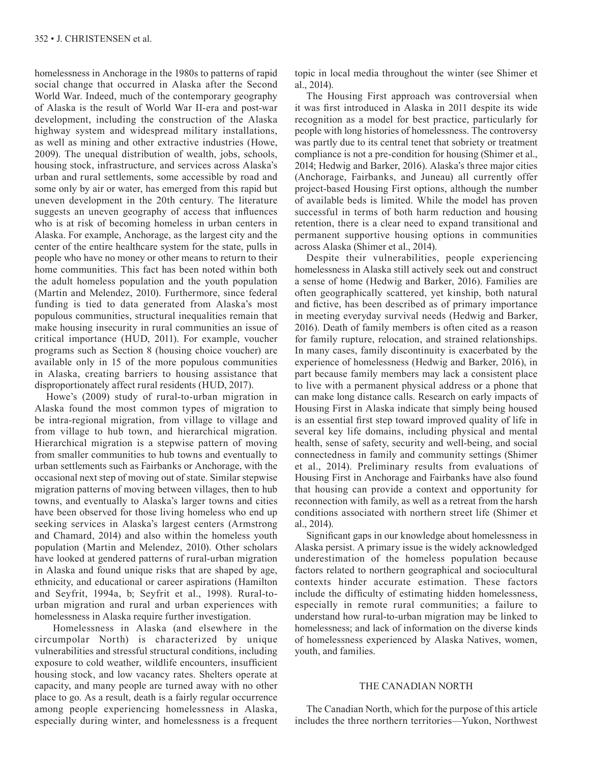homelessness in Anchorage in the 1980s to patterns of rapid social change that occurred in Alaska after the Second World War. Indeed, much of the contemporary geography of Alaska is the result of World War II-era and post-war development, including the construction of the Alaska highway system and widespread military installations, as well as mining and other extractive industries (Howe, 2009). The unequal distribution of wealth, jobs, schools, housing stock, infrastructure, and services across Alaska's urban and rural settlements, some accessible by road and some only by air or water, has emerged from this rapid but uneven development in the 20th century. The literature suggests an uneven geography of access that influences who is at risk of becoming homeless in urban centers in Alaska. For example, Anchorage, as the largest city and the center of the entire healthcare system for the state, pulls in people who have no money or other means to return to their home communities. This fact has been noted within both the adult homeless population and the youth population (Martin and Melendez, 2010). Furthermore, since federal funding is tied to data generated from Alaska's most populous communities, structural inequalities remain that make housing insecurity in rural communities an issue of critical importance (HUD, 2011). For example, voucher programs such as Section 8 (housing choice voucher) are available only in 15 of the more populous communities in Alaska, creating barriers to housing assistance that disproportionately affect rural residents (HUD, 2017).

Howe's (2009) study of rural-to-urban migration in Alaska found the most common types of migration to be intra-regional migration, from village to village and from village to hub town, and hierarchical migration. Hierarchical migration is a stepwise pattern of moving from smaller communities to hub towns and eventually to urban settlements such as Fairbanks or Anchorage, with the occasional next step of moving out of state. Similar stepwise migration patterns of moving between villages, then to hub towns, and eventually to Alaska's larger towns and cities have been observed for those living homeless who end up seeking services in Alaska's largest centers (Armstrong and Chamard, 2014) and also within the homeless youth population (Martin and Melendez, 2010). Other scholars have looked at gendered patterns of rural-urban migration in Alaska and found unique risks that are shaped by age, ethnicity, and educational or career aspirations (Hamilton and Seyfrit, 1994a, b; Seyfrit et al., 1998). Rural-to-urban migration and rural and urban experiences with homelessness in Alaska require further investigation.

Homelessness in Alaska (and elsewhere in the circumpolar North) is characterized by unique vulnerabilities and stressful structural conditions, including exposure to cold weather, wildlife encounters, insufficient housing stock, and low vacancy rates. Shelters operate at capacity, and many people are turned away with no other place to go. As a result, death is a fairly regular occurrence among people experiencing homelessness in Alaska, especially during winter, and homelessness is a frequent topic in local media throughout the winter (see Shimer et al., 2014).

The Housing First approach was controversial when it was first introduced in Alaska in 2011 despite its wide recognition as a model for best practice, particularly for people with long histories of homelessness. The controversy was partly due to its central tenet that sobriety or treatment compliance is not a pre-condition for housing (Shimer et al., 2014; Hedwig and Barker, 2016). Alaska's three major cities (Anchorage, Fairbanks, and Juneau) all currently offer project-based Housing First options, although the number of available beds is limited. While the model has proven successful in terms of both harm reduction and housing retention, there is a clear need to expand transitional and permanent supportive housing options in communities across Alaska (Shimer et al., 2014).

Despite their vulnerabilities, people experiencing homelessness in Alaska still actively seek out and construct a sense of home (Hedwig and Barker, 2016). Families are often geographically scattered, yet kinship, both natural and fictive, has been described as of primary importance in meeting everyday survival needs (Hedwig and Barker, 2016). Death of family members is often cited as a reason for family rupture, relocation, and strained relationships. In many cases, family discontinuity is exacerbated by the experience of homelessness (Hedwig and Barker, 2016), in part because family members may lack a consistent place to live with a permanent physical address or a phone that can make long distance calls. Research on early impacts of Housing First in Alaska indicate that simply being housed is an essential first step toward improved quality of life in several key life domains, including physical and mental health, sense of safety, security and well-being, and social connectedness in family and community settings (Shimer et al., 2014). Preliminary results from evaluations of Housing First in Anchorage and Fairbanks have also found that housing can provide a context and opportunity for reconnection with family, as well as a retreat from the harsh conditions associated with northern street life (Shimer et al., 2014).

Significant gaps in our knowledge about homelessness in Alaska persist. A primary issue is the widely acknowledged underestimation of the homeless population because factors related to northern geographical and sociocultural contexts hinder accurate estimation. These factors include the difficulty of estimating hidden homelessness, especially in remote rural communities; a failure to understand how rural-to-urban migration may be linked to homelessness; and lack of information on the diverse kinds of homelessness experienced by Alaska Natives, women, youth, and families.

## THE CANADIAN NORTH

The Canadian North, which for the purpose of this article includes the three northern territories—Yukon, Northwest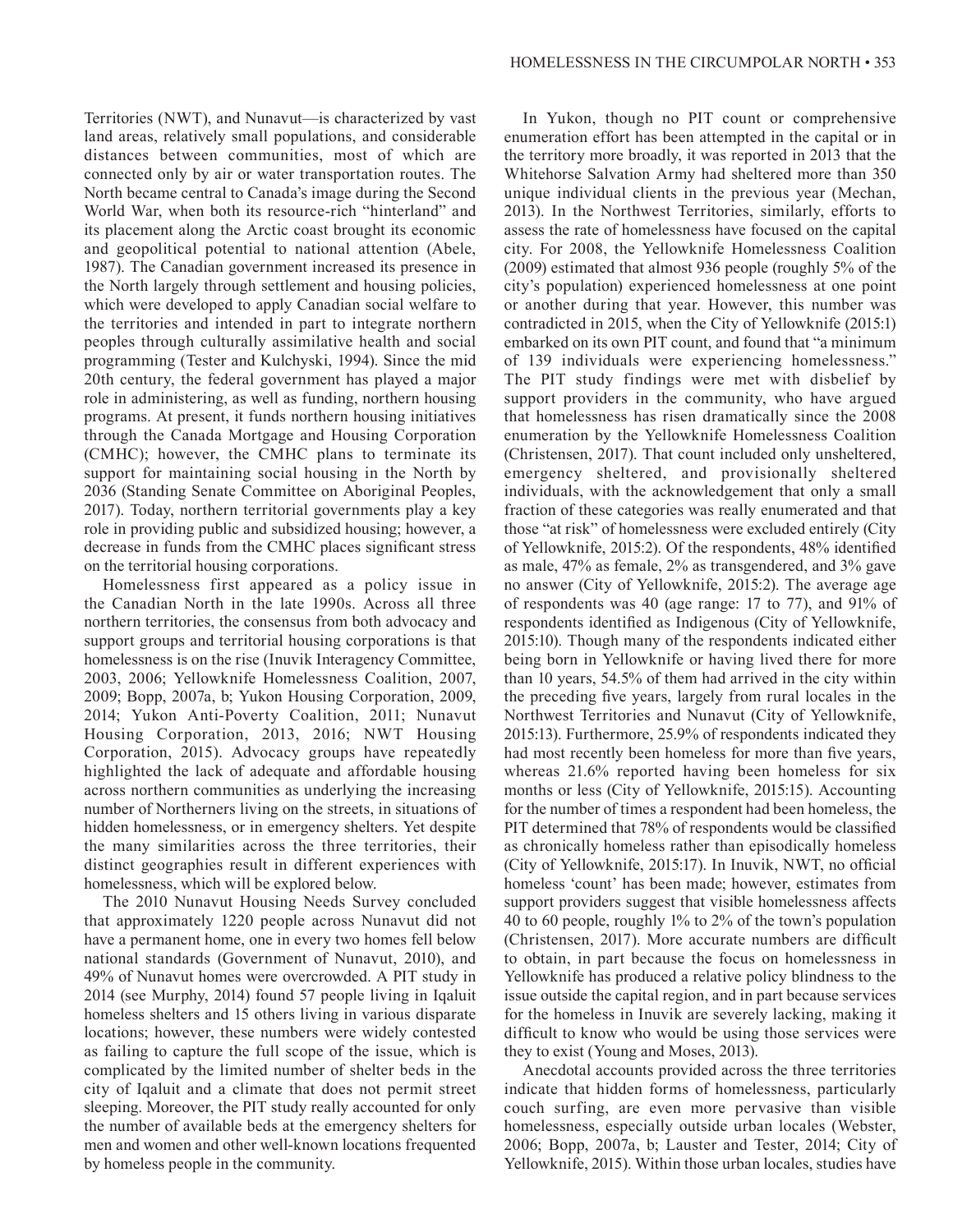Territories (NWT), and Nunavut—is characterized by vast land areas, relatively small populations, and considerable distances between communities, most of which are connected only by air or water transportation routes. The North became central to Canada's image during the Second World War, when both its resource-rich "hinterland" and its placement along the Arctic coast brought its economic and geopolitical potential to national attention (Abele, 1987). The Canadian government increased its presence in the North largely through settlement and housing policies, which were developed to apply Canadian social welfare to the territories and intended in part to integrate northern peoples through culturally assimilative health and social programming (Tester and Kulchyski, 1994). Since the mid 20th century, the federal government has played a major role in administering, as well as funding, northern housing programs. At present, it funds northern housing initiatives through the Canada Mortgage and Housing Corporation (CMHC); however, the CMHC plans to terminate its support for maintaining social housing in the North by 2036 (Standing Senate Committee on Aboriginal Peoples, 2017). Today, northern territorial governments play a key role in providing public and subsidized housing; however, a decrease in funds from the CMHC places significant stress on the territorial housing corporations.

Homelessness first appeared as a policy issue in the Canadian North in the late 1990s. Across all three northern territories, the consensus from both advocacy and support groups and territorial housing corporations is that homelessness is on the rise (Inuvik Interagency Committee, 2003, 2006; Yellowknife Homelessness Coalition, 2007, 2009; Bopp, 2007a, b; Yukon Housing Corporation, 2009, 2014; Yukon Anti-Poverty Coalition, 2011; Nunavut Housing Corporation, 2013, 2016; NWT Housing Corporation, 2015). Advocacy groups have repeatedly highlighted the lack of adequate and affordable housing across northern communities as underlying the increasing number of Northerners living on the streets, in situations of hidden homelessness, or in emergency shelters. Yet despite the many similarities across the three territories, their distinct geographies result in different experiences with homelessness, which will be explored below.

The 2010 Nunavut Housing Needs Survey concluded that approximately 1220 people across Nunavut did not have a permanent home, one in every two homes fell below national standards (Government of Nunavut, 2010), and 49% of Nunavut homes were overcrowded. A PIT study in 2014 (see Murphy, 2014) found 57 people living in Iqaluit homeless shelters and 15 others living in various disparate locations; however, these numbers were widely contested as failing to capture the full scope of the issue, which is complicated by the limited number of shelter beds in the city of Iqaluit and a climate that does not permit street sleeping. Moreover, the PIT study really accounted for only the number of available beds at the emergency shelters for men and women and other well-known locations frequented by homeless people in the community.

In Yukon, though no PIT count or comprehensive enumeration effort has been attempted in the capital or in the territory more broadly, it was reported in 2013 that the Whitehorse Salvation Army had sheltered more than 350 unique individual clients in the previous year (Mechan, 2013). In the Northwest Territories, similarly, efforts to assess the rate of homelessness have focused on the capital city. For 2008, the Yellowknife Homelessness Coalition (2009) estimated that almost 936 people (roughly 5% of the city's population) experienced homelessness at one point or another during that year. However, this number was contradicted in 2015, when the City of Yellowknife (2015:1) embarked on its own PIT count, and found that "a minimum of 139 individuals were experiencing homelessness." The PIT study findings were met with disbelief by support providers in the community, who have argued that homelessness has risen dramatically since the 2008 enumeration by the Yellowknife Homelessness Coalition (Christensen, 2017). That count included only unsheltered, emergency sheltered, and provisionally sheltered individuals, with the acknowledgement that only a small fraction of these categories was really enumerated and that those "at risk" of homelessness were excluded entirely (City of Yellowknife, 2015:2). Of the respondents, 48% identified as male, 47% as female, 2% as transgendered, and 3% gave no answer (City of Yellowknife, 2015:2). The average age of respondents was 40 (age range: 17 to 77), and 91% of respondents identified as Indigenous (City of Yellowknife, 2015:10). Though many of the respondents indicated either being born in Yellowknife or having lived there for more than 10 years, 54.5% of them had arrived in the city within the preceding five years, largely from rural locales in the Northwest Territories and Nunavut (City of Yellowknife, 2015:13). Furthermore, 25.9% of respondents indicated they had most recently been homeless for more than five years, whereas 21.6% reported having been homeless for six months or less (City of Yellowknife, 2015:15). Accounting for the number of times a respondent had been homeless, the PIT determined that 78% of respondents would be classified as chronically homeless rather than episodically homeless (City of Yellowknife, 2015:17). In Inuvik, NWT, no official homeless 'count' has been made; however, estimates from support providers suggest that visible homelessness affects 40 to 60 people, roughly 1% to 2% of the town's population (Christensen, 2017). More accurate numbers are difficult to obtain, in part because the focus on homelessness in Yellowknife has produced a relative policy blindness to the issue outside the capital region, and in part because services for the homeless in Inuvik are severely lacking, making it difficult to know who would be using those services were they to exist (Young and Moses, 2013).

Anecdotal accounts provided across the three territories indicate that hidden forms of homelessness, particularly couch surfing, are even more pervasive than visible homelessness, especially outside urban locales (Webster, 2006; Bopp, 2007a, b; Lauster and Tester, 2014; City of Yellowknife, 2015). Within those urban locales, studies have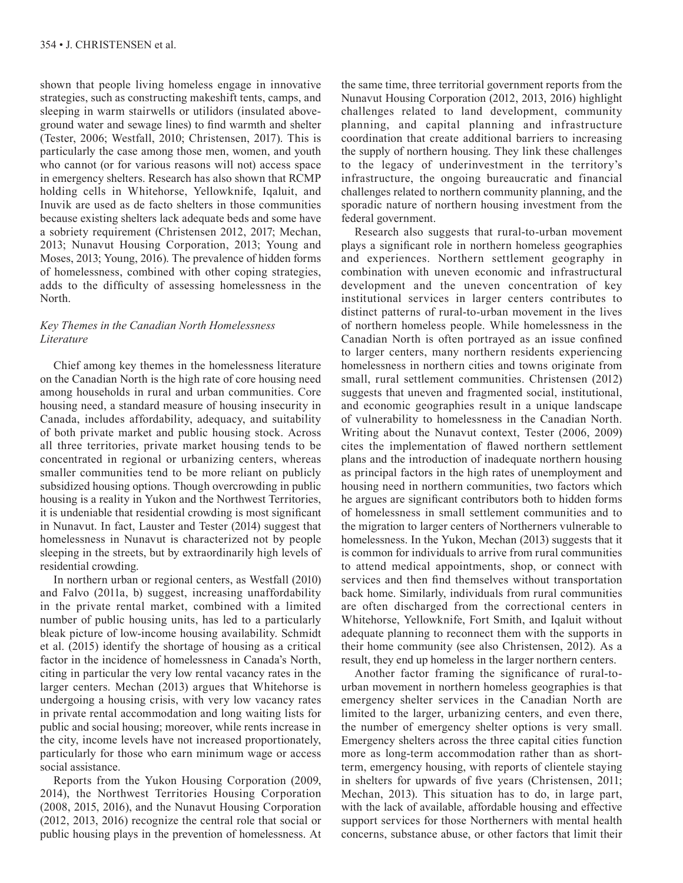shown that people living homeless engage in innovative strategies, such as constructing makeshift tents, camps, and sleeping in warm stairwells or utilidors (insulated aboveground water and sewage lines) to find warmth and shelter (Tester, 2006; Westfall, 2010; Christensen, 2017). This is particularly the case among those men, women, and youth who cannot (or for various reasons will not) access space in emergency shelters. Research has also shown that RCMP holding cells in Whitehorse, Yellowknife, Iqaluit, and Inuvik are used as de facto shelters in those communities because existing shelters lack adequate beds and some have a sobriety requirement (Christensen 2012, 2017; Mechan, 2013; Nunavut Housing Corporation, 2013; Young and Moses, 2013; Young, 2016). The prevalence of hidden forms of homelessness, combined with other coping strategies, adds to the difficulty of assessing homelessness in the North.

### *Key Themes in the Canadian North Homelessness Literature*

Chief among key themes in the homelessness literature on the Canadian North is the high rate of core housing need among households in rural and urban communities. Core housing need, a standard measure of housing insecurity in Canada, includes affordability, adequacy, and suitability of both private market and public housing stock. Across all three territories, private market housing tends to be concentrated in regional or urbanizing centers, whereas smaller communities tend to be more reliant on publicly subsidized housing options. Though overcrowding in public housing is a reality in Yukon and the Northwest Territories, it is undeniable that residential crowding is most significant in Nunavut. In fact, Lauster and Tester (2014) suggest that homelessness in Nunavut is characterized not by people sleeping in the streets, but by extraordinarily high levels of residential crowding.

In northern urban or regional centers, as Westfall (2010) and Falvo (2011a, b) suggest, increasing unaffordability in the private rental market, combined with a limited number of public housing units, has led to a particularly bleak picture of low-income housing availability. Schmidt et al. (2015) identify the shortage of housing as a critical factor in the incidence of homelessness in Canada's North, citing in particular the very low rental vacancy rates in the larger centers. Mechan (2013) argues that Whitehorse is undergoing a housing crisis, with very low vacancy rates in private rental accommodation and long waiting lists for public and social housing; moreover, while rents increase in the city, income levels have not increased proportionately, particularly for those who earn minimum wage or access social assistance.

Reports from the Yukon Housing Corporation (2009, 2014), the Northwest Territories Housing Corporation (2008, 2015, 2016), and the Nunavut Housing Corporation (2012, 2013, 2016) recognize the central role that social or public housing plays in the prevention of homelessness. At the same time, three territorial government reports from the Nunavut Housing Corporation (2012, 2013, 2016) highlight challenges related to land development, community planning, and capital planning and infrastructure coordination that create additional barriers to increasing the supply of northern housing. They link these challenges to the legacy of underinvestment in the territory's infrastructure, the ongoing bureaucratic and financial challenges related to northern community planning, and the sporadic nature of northern housing investment from the federal government.

Research also suggests that rural-to-urban movement plays a significant role in northern homeless geographies and experiences. Northern settlement geography in combination with uneven economic and infrastructural development and the uneven concentration of key institutional services in larger centers contributes to distinct patterns of rural-to-urban movement in the lives of northern homeless people. While homelessness in the Canadian North is often portrayed as an issue confined to larger centers, many northern residents experiencing homelessness in northern cities and towns originate from small, rural settlement communities. Christensen (2012) suggests that uneven and fragmented social, institutional, and economic geographies result in a unique landscape of vulnerability to homelessness in the Canadian North. Writing about the Nunavut context, Tester (2006, 2009) cites the implementation of flawed northern settlement plans and the introduction of inadequate northern housing as principal factors in the high rates of unemployment and housing need in northern communities, two factors which he argues are significant contributors both to hidden forms of homelessness in small settlement communities and to the migration to larger centers of Northerners vulnerable to homelessness. In the Yukon, Mechan (2013) suggests that it is common for individuals to arrive from rural communities to attend medical appointments, shop, or connect with services and then find themselves without transportation back home. Similarly, individuals from rural communities are often discharged from the correctional centers in Whitehorse, Yellowknife, Fort Smith, and Iqaluit without adequate planning to reconnect them with the supports in their home community (see also Christensen, 2012). As a result, they end up homeless in the larger northern centers.

Another factor framing the significance of rural-to-urban movement in northern homeless geographies is that emergency shelter services in the Canadian North are limited to the larger, urbanizing centers, and even there, the number of emergency shelter options is very small. Emergency shelters across the three capital cities function more as long-term accommodation rather than as short-term, emergency housing, with reports of clientele staying in shelters for upwards of five years (Christensen, 2011; Mechan, 2013). This situation has to do, in large part, with the lack of available, affordable housing and effective support services for those Northerners with mental health concerns, substance abuse, or other factors that limit their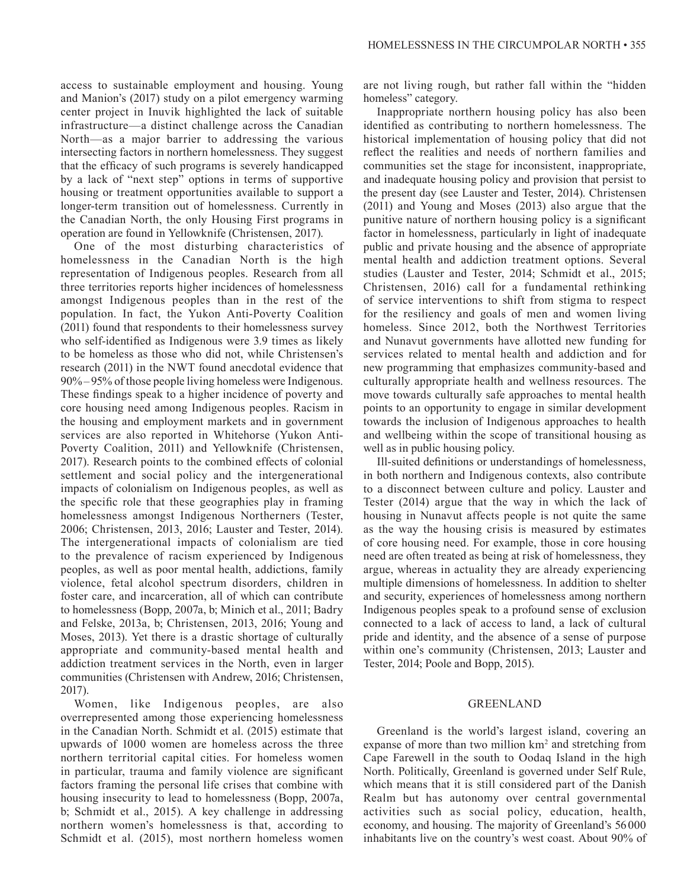access to sustainable employment and housing. Young and Manion's (2017) study on a pilot emergency warming center project in Inuvik highlighted the lack of suitable infrastructure—a distinct challenge across the Canadian North—as a major barrier to addressing the various intersecting factors in northern homelessness. They suggest that the efficacy of such programs is severely handicapped by a lack of "next step" options in terms of supportive housing or treatment opportunities available to support a longer-term transition out of homelessness. Currently in the Canadian North, the only Housing First programs in operation are found in Yellowknife (Christensen, 2017).

One of the most disturbing characteristics of homelessness in the Canadian North is the high representation of Indigenous peoples. Research from all three territories reports higher incidences of homelessness amongst Indigenous peoples than in the rest of the population. In fact, the Yukon Anti-Poverty Coalition (2011) found that respondents to their homelessness survey who self-identified as Indigenous were 3.9 times as likely to be homeless as those who did not, while Christensen's research (2011) in the NWT found anecdotal evidence that 90%–95% of those people living homeless were Indigenous. These findings speak to a higher incidence of poverty and core housing need among Indigenous peoples. Racism in the housing and employment markets and in government services are also reported in Whitehorse (Yukon Anti-Poverty Coalition, 2011) and Yellowknife (Christensen, 2017). Research points to the combined effects of colonial settlement and social policy and the intergenerational impacts of colonialism on Indigenous peoples, as well as the specific role that these geographies play in framing homelessness amongst Indigenous Northerners (Tester, 2006; Christensen, 2013, 2016; Lauster and Tester, 2014). The intergenerational impacts of colonialism are tied to the prevalence of racism experienced by Indigenous peoples, as well as poor mental health, addictions, family violence, fetal alcohol spectrum disorders, children in foster care, and incarceration, all of which can contribute to homelessness (Bopp, 2007a, b; Minich et al., 2011; Badry and Felske, 2013a, b; Christensen, 2013, 2016; Young and Moses, 2013). Yet there is a drastic shortage of culturally appropriate and community-based mental health and addiction treatment services in the North, even in larger communities (Christensen with Andrew, 2016; Christensen, 2017).

Women, like Indigenous peoples, are also overrepresented among those experiencing homelessness in the Canadian North. Schmidt et al. (2015) estimate that upwards of 1000 women are homeless across the three northern territorial capital cities. For homeless women in particular, trauma and family violence are significant factors framing the personal life crises that combine with housing insecurity to lead to homelessness (Bopp, 2007a, b; Schmidt et al., 2015). A key challenge in addressing northern women's homelessness is that, according to Schmidt et al. (2015), most northern homeless women are not living rough, but rather fall within the "hidden homeless" category.

Inappropriate northern housing policy has also been identified as contributing to northern homelessness. The historical implementation of housing policy that did not reflect the realities and needs of northern families and communities set the stage for inconsistent, inappropriate, and inadequate housing policy and provision that persist to the present day (see Lauster and Tester, 2014). Christensen (2011) and Young and Moses (2013) also argue that the punitive nature of northern housing policy is a significant factor in homelessness, particularly in light of inadequate public and private housing and the absence of appropriate mental health and addiction treatment options. Several studies (Lauster and Tester, 2014; Schmidt et al., 2015; Christensen, 2016) call for a fundamental rethinking of service interventions to shift from stigma to respect for the resiliency and goals of men and women living homeless. Since 2012, both the Northwest Territories and Nunavut governments have allotted new funding for services related to mental health and addiction and for new programming that emphasizes community-based and culturally appropriate health and wellness resources. The move towards culturally safe approaches to mental health points to an opportunity to engage in similar development towards the inclusion of Indigenous approaches to health and wellbeing within the scope of transitional housing as well as in public housing policy.

Ill-suited definitions or understandings of homelessness, in both northern and Indigenous contexts, also contribute to a disconnect between culture and policy. Lauster and Tester (2014) argue that the way in which the lack of housing in Nunavut affects people is not quite the same as the way the housing crisis is measured by estimates of core housing need. For example, those in core housing need are often treated as being at risk of homelessness, they argue, whereas in actuality they are already experiencing multiple dimensions of homelessness. In addition to shelter and security, experiences of homelessness among northern Indigenous peoples speak to a profound sense of exclusion connected to a lack of access to land, a lack of cultural pride and identity, and the absence of a sense of purpose within one's community (Christensen, 2013; Lauster and Tester, 2014; Poole and Bopp, 2015).

## GREENLAND

Greenland is the world's largest island, covering an expanse of more than two million km$^2$ and stretching from Cape Farewell in the south to Oodaq Island in the high North. Politically, Greenland is governed under Self Rule, which means that it is still considered part of the Danish Realm but has autonomy over central governmental activities such as social policy, education, health, economy, and housing. The majority of Greenland's 56 000 inhabitants live on the country's west coast. About 90% of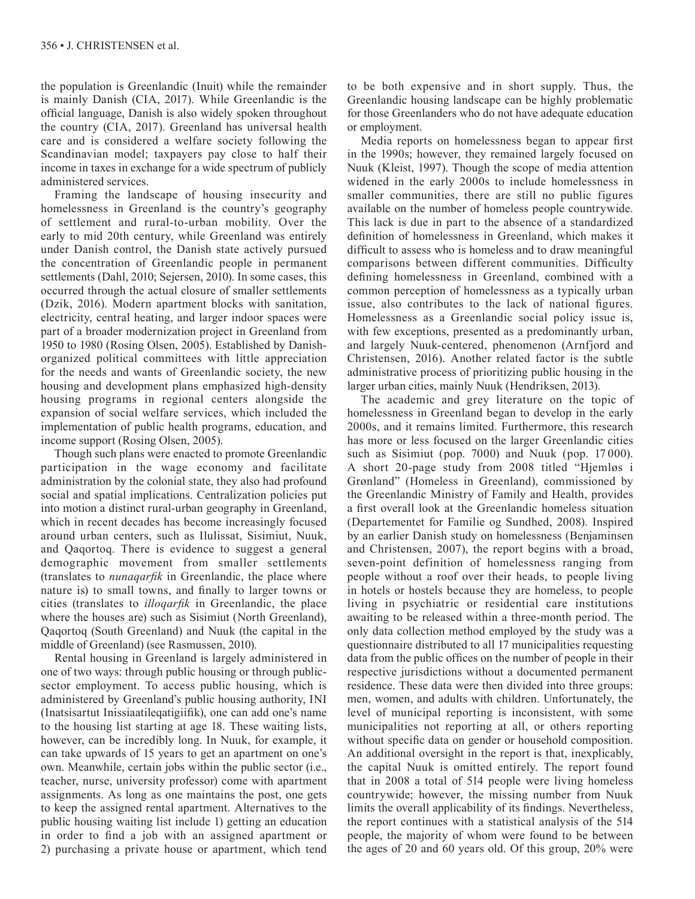the population is Greenlandic (Inuit) while the remainder is mainly Danish (CIA, 2017). While Greenlandic is the official language, Danish is also widely spoken throughout the country (CIA, 2017). Greenland has universal health care and is considered a welfare society following the Scandinavian model; taxpayers pay close to half their income in taxes in exchange for a wide spectrum of publicly administered services.

Framing the landscape of housing insecurity and homelessness in Greenland is the country's geography of settlement and rural-to-urban mobility. Over the early to mid 20th century, while Greenland was entirely under Danish control, the Danish state actively pursued the concentration of Greenlandic people in permanent settlements (Dahl, 2010; Sejersen, 2010). In some cases, this occurred through the actual closure of smaller settlements (Dzik, 2016). Modern apartment blocks with sanitation, electricity, central heating, and larger indoor spaces were part of a broader modernization project in Greenland from 1950 to 1980 (Rosing Olsen, 2005). Established by Danish-organized political committees with little appreciation for the needs and wants of Greenlandic society, the new housing and development plans emphasized high-density housing programs in regional centers alongside the expansion of social welfare services, which included the implementation of public health programs, education, and income support (Rosing Olsen, 2005).

Though such plans were enacted to promote Greenlandic participation in the wage economy and facilitate administration by the colonial state, they also had profound social and spatial implications. Centralization policies put into motion a distinct rural-urban geography in Greenland, which in recent decades has become increasingly focused around urban centers, such as Ilulissat, Sisimiut, Nuuk, and Qaqortoq. There is evidence to suggest a general demographic movement from smaller settlements (translates to *nunaqarfik* in Greenlandic, the place where nature is) to small towns, and finally to larger towns or cities (translates to *illoqarfik* in Greenlandic, the place where the houses are) such as Sisimiut (North Greenland), Qaqortoq (South Greenland) and Nuuk (the capital in the middle of Greenland) (see Rasmussen, 2010).

Rental housing in Greenland is largely administered in one of two ways: through public housing or through public-sector employment. To access public housing, which is administered by Greenland's public housing authority, INI (Inatsisartut Inissiaatileqatigiifik), one can add one's name to the housing list starting at age 18. These waiting lists, however, can be incredibly long. In Nuuk, for example, it can take upwards of 15 years to get an apartment on one's own. Meanwhile, certain jobs within the public sector (i.e., teacher, nurse, university professor) come with apartment assignments. As long as one maintains the post, one gets to keep the assigned rental apartment. Alternatives to the public housing waiting list include 1) getting an education in order to find a job with an assigned apartment or 2) purchasing a private house or apartment, which tend to be both expensive and in short supply. Thus, the Greenlandic housing landscape can be highly problematic for those Greenlanders who do not have adequate education or employment.

Media reports on homelessness began to appear first in the 1990s; however, they remained largely focused on Nuuk (Kleist, 1997). Though the scope of media attention widened in the early 2000s to include homelessness in smaller communities, there are still no public figures available on the number of homeless people countrywide. This lack is due in part to the absence of a standardized definition of homelessness in Greenland, which makes it difficult to assess who is homeless and to draw meaningful comparisons between different communities. Difficulty defining homelessness in Greenland, combined with a common perception of homelessness as a typically urban issue, also contributes to the lack of national figures. Homelessness as a Greenlandic social policy issue is, with few exceptions, presented as a predominantly urban, and largely Nuuk-centered, phenomenon (Arnfjord and Christensen, 2016). Another related factor is the subtle administrative process of prioritizing public housing in the larger urban cities, mainly Nuuk (Hendriksen, 2013).

The academic and grey literature on the topic of homelessness in Greenland began to develop in the early 2000s, and it remains limited. Furthermore, this research has more or less focused on the larger Greenlandic cities such as Sisimiut (pop. 7000) and Nuuk (pop. 17 000). A short 20-page study from 2008 titled "Hjemløs i Grønland" (Homeless in Greenland), commissioned by the Greenlandic Ministry of Family and Health, provides a first overall look at the Greenlandic homeless situation (Departementet for Familie og Sundhed, 2008). Inspired by an earlier Danish study on homelessness (Benjaminsen and Christensen, 2007), the report begins with a broad, seven-point definition of homelessness ranging from people without a roof over their heads, to people living in hotels or hostels because they are homeless, to people living in psychiatric or residential care institutions awaiting to be released within a three-month period. The only data collection method employed by the study was a questionnaire distributed to all 17 municipalities requesting data from the public offices on the number of people in their respective jurisdictions without a documented permanent residence. These data were then divided into three groups: men, women, and adults with children. Unfortunately, the level of municipal reporting is inconsistent, with some municipalities not reporting at all, or others reporting without specific data on gender or household composition. An additional oversight in the report is that, inexplicably, the capital Nuuk is omitted entirely. The report found that in 2008 a total of 514 people were living homeless countrywide; however, the missing number from Nuuk limits the overall applicability of its findings. Nevertheless, the report continues with a statistical analysis of the 514 people, the majority of whom were found to be between the ages of 20 and 60 years old. Of this group, 20% were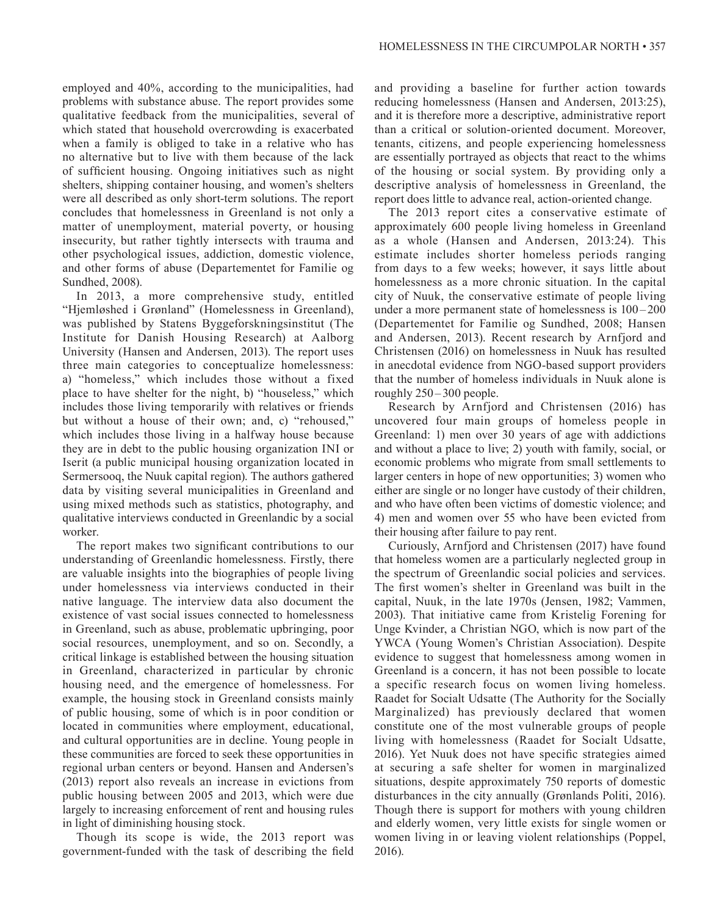employed and 40%, according to the municipalities, had problems with substance abuse. The report provides some qualitative feedback from the municipalities, several of which stated that household overcrowding is exacerbated when a family is obliged to take in a relative who has no alternative but to live with them because of the lack of sufficient housing. Ongoing initiatives such as night shelters, shipping container housing, and women's shelters were all described as only short-term solutions. The report concludes that homelessness in Greenland is not only a matter of unemployment, material poverty, or housing insecurity, but rather tightly intersects with trauma and other psychological issues, addiction, domestic violence, and other forms of abuse (Departementet for Familie og Sundhed, 2008).

In 2013, a more comprehensive study, entitled "Hjemløshed i Grønland" (Homelessness in Greenland), was published by Statens Byggeforskningsinstitut (The Institute for Danish Housing Research) at Aalborg University (Hansen and Andersen, 2013). The report uses three main categories to conceptualize homelessness: a) "homeless," which includes those without a fixed place to have shelter for the night, b) "houseless," which includes those living temporarily with relatives or friends but without a house of their own; and, c) "rehoused," which includes those living in a halfway house because they are in debt to the public housing organization INI or Iserit (a public municipal housing organization located in Sermersooq, the Nuuk capital region). The authors gathered data by visiting several municipalities in Greenland and using mixed methods such as statistics, photography, and qualitative interviews conducted in Greenlandic by a social worker.

The report makes two significant contributions to our understanding of Greenlandic homelessness. Firstly, there are valuable insights into the biographies of people living under homelessness via interviews conducted in their native language. The interview data also document the existence of vast social issues connected to homelessness in Greenland, such as abuse, problematic upbringing, poor social resources, unemployment, and so on. Secondly, a critical linkage is established between the housing situation in Greenland, characterized in particular by chronic housing need, and the emergence of homelessness. For example, the housing stock in Greenland consists mainly of public housing, some of which is in poor condition or located in communities where employment, educational, and cultural opportunities are in decline. Young people in these communities are forced to seek these opportunities in regional urban centers or beyond. Hansen and Andersen's (2013) report also reveals an increase in evictions from public housing between 2005 and 2013, which were due largely to increasing enforcement of rent and housing rules in light of diminishing housing stock.

Though its scope is wide, the 2013 report was government-funded with the task of describing the field and providing a baseline for further action towards reducing homelessness (Hansen and Andersen, 2013:25), and it is therefore more a descriptive, administrative report than a critical or solution-oriented document. Moreover, tenants, citizens, and people experiencing homelessness are essentially portrayed as objects that react to the whims of the housing or social system. By providing only a descriptive analysis of homelessness in Greenland, the report does little to advance real, action-oriented change.

The 2013 report cites a conservative estimate of approximately 600 people living homeless in Greenland as a whole (Hansen and Andersen, 2013:24). This estimate includes shorter homeless periods ranging from days to a few weeks; however, it says little about homelessness as a more chronic situation. In the capital city of Nuuk, the conservative estimate of people living under a more permanent state of homelessness is 100–200 (Departementet for Familie og Sundhed, 2008; Hansen and Andersen, 2013). Recent research by Arnfjord and Christensen (2016) on homelessness in Nuuk has resulted in anecdotal evidence from NGO-based support providers that the number of homeless individuals in Nuuk alone is roughly 250–300 people.

Research by Arnfjord and Christensen (2016) has uncovered four main groups of homeless people in Greenland: 1) men over 30 years of age with addictions and without a place to live; 2) youth with family, social, or economic problems who migrate from small settlements to larger centers in hope of new opportunities; 3) women who either are single or no longer have custody of their children, and who have often been victims of domestic violence; and 4) men and women over 55 who have been evicted from their housing after failure to pay rent.

Curiously, Arnfjord and Christensen (2017) have found that homeless women are a particularly neglected group in the spectrum of Greenlandic social policies and services. The first women's shelter in Greenland was built in the capital, Nuuk, in the late 1970s (Jensen, 1982; Vammen, 2003). That initiative came from Kristelig Forening for Unge Kvinder, a Christian NGO, which is now part of the YWCA (Young Women's Christian Association). Despite evidence to suggest that homelessness among women in Greenland is a concern, it has not been possible to locate a specific research focus on women living homeless. Raadet for Socialt Udsatte (The Authority for the Socially Marginalized) has previously declared that women constitute one of the most vulnerable groups of people living with homelessness (Raadet for Socialt Udsatte, 2016). Yet Nuuk does not have specific strategies aimed at securing a safe shelter for women in marginalized situations, despite approximately 750 reports of domestic disturbances in the city annually (Grønlands Politi, 2016). Though there is support for mothers with young children and elderly women, very little exists for single women or women living in or leaving violent relationships (Poppel, 2016).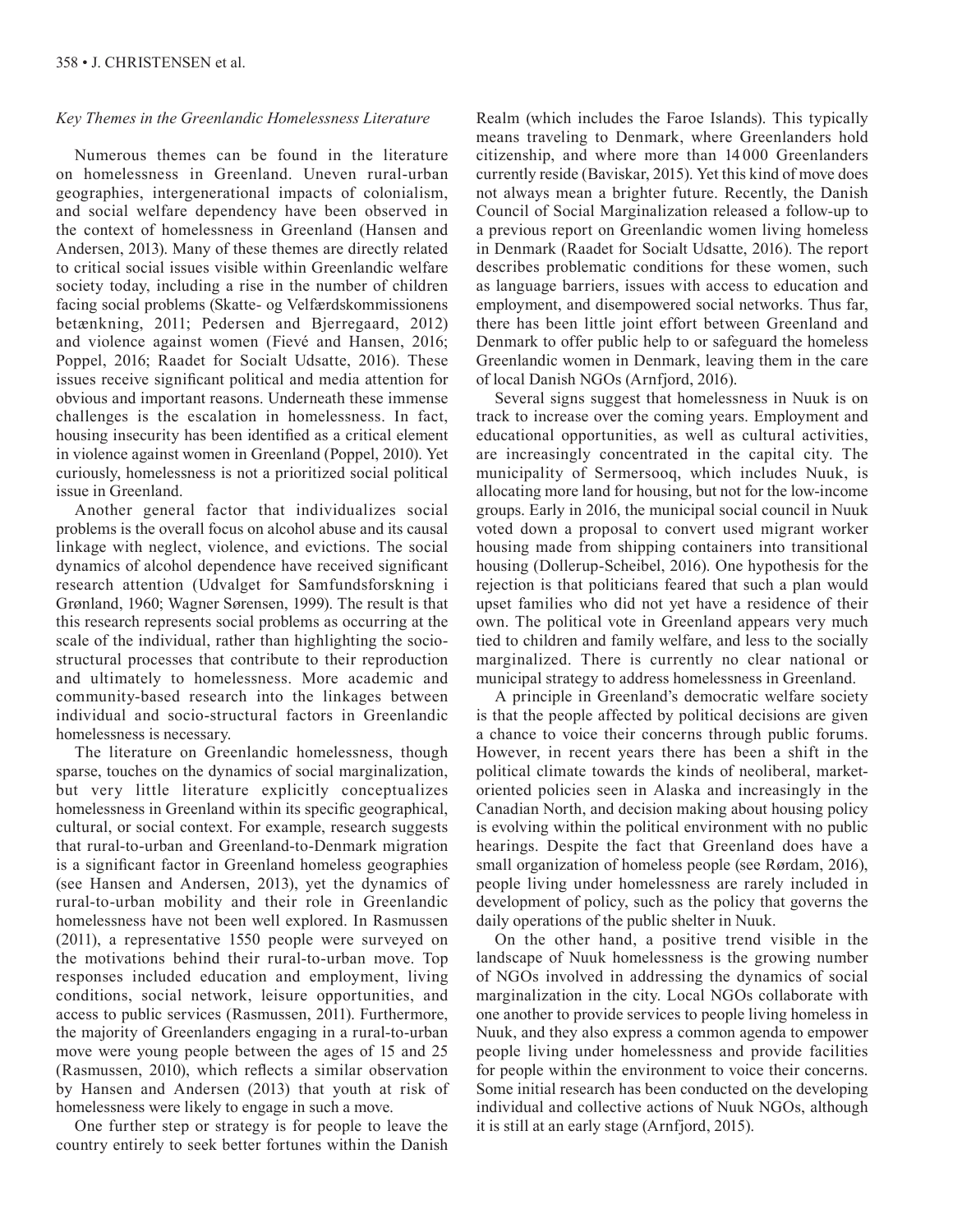*Key Themes in the Greenlandic Homelessness Literature*

Numerous themes can be found in the literature on homelessness in Greenland. Uneven rural-urban geographies, intergenerational impacts of colonialism, and social welfare dependency have been observed in the context of homelessness in Greenland (Hansen and Andersen, 2013). Many of these themes are directly related to critical social issues visible within Greenlandic welfare society today, including a rise in the number of children facing social problems (Skatte- og Velfærdskommissionens betænkning, 2011; Pedersen and Bjerregaard, 2012) and violence against women (Fievé and Hansen, 2016; Poppel, 2016; Raadet for Socialt Udsatte, 2016). These issues receive significant political and media attention for obvious and important reasons. Underneath these immense challenges is the escalation in homelessness. In fact, housing insecurity has been identified as a critical element in violence against women in Greenland (Poppel, 2010). Yet curiously, homelessness is not a prioritized social political issue in Greenland.

Another general factor that individualizes social problems is the overall focus on alcohol abuse and its causal linkage with neglect, violence, and evictions. The social dynamics of alcohol dependence have received significant research attention (Udvalget for Samfundsforskning i Grønland, 1960; Wagner Sørensen, 1999). The result is that this research represents social problems as occurring at the scale of the individual, rather than highlighting the socio-structural processes that contribute to their reproduction and ultimately to homelessness. More academic and community-based research into the linkages between individual and socio-structural factors in Greenlandic homelessness is necessary.

The literature on Greenlandic homelessness, though sparse, touches on the dynamics of social marginalization, but very little literature explicitly conceptualizes homelessness in Greenland within its specific geographical, cultural, or social context. For example, research suggests that rural-to-urban and Greenland-to-Denmark migration is a significant factor in Greenland homeless geographies (see Hansen and Andersen, 2013), yet the dynamics of rural-to-urban mobility and their role in Greenlandic homelessness have not been well explored. In Rasmussen (2011), a representative 1550 people were surveyed on the motivations behind their rural-to-urban move. Top responses included education and employment, living conditions, social network, leisure opportunities, and access to public services (Rasmussen, 2011). Furthermore, the majority of Greenlanders engaging in a rural-to-urban move were young people between the ages of 15 and 25 (Rasmussen, 2010), which reflects a similar observation by Hansen and Andersen (2013) that youth at risk of homelessness were likely to engage in such a move.

One further step or strategy is for people to leave the country entirely to seek better fortunes within the Danish Realm (which includes the Faroe Islands). This typically means traveling to Denmark, where Greenlanders hold citizenship, and where more than 14 000 Greenlanders currently reside (Baviskar, 2015). Yet this kind of move does not always mean a brighter future. Recently, the Danish Council of Social Marginalization released a follow-up to a previous report on Greenlandic women living homeless in Denmark (Raadet for Socialt Udsatte, 2016). The report describes problematic conditions for these women, such as language barriers, issues with access to education and employment, and disempowered social networks. Thus far, there has been little joint effort between Greenland and Denmark to offer public help to or safeguard the homeless Greenlandic women in Denmark, leaving them in the care of local Danish NGOs (Arnfjord, 2016).

Several signs suggest that homelessness in Nuuk is on track to increase over the coming years. Employment and educational opportunities, as well as cultural activities, are increasingly concentrated in the capital city. The municipality of Sermersooq, which includes Nuuk, is allocating more land for housing, but not for the low-income groups. Early in 2016, the municipal social council in Nuuk voted down a proposal to convert used migrant worker housing made from shipping containers into transitional housing (Dollerup-Scheibel, 2016). One hypothesis for the rejection is that politicians feared that such a plan would upset families who did not yet have a residence of their own. The political vote in Greenland appears very much tied to children and family welfare, and less to the socially marginalized. There is currently no clear national or municipal strategy to address homelessness in Greenland.

A principle in Greenland's democratic welfare society is that the people affected by political decisions are given a chance to voice their concerns through public forums. However, in recent years there has been a shift in the political climate towards the kinds of neoliberal, market-oriented policies seen in Alaska and increasingly in the Canadian North, and decision making about housing policy is evolving within the political environment with no public hearings. Despite the fact that Greenland does have a small organization of homeless people (see Rørdam, 2016), people living under homelessness are rarely included in development of policy, such as the policy that governs the daily operations of the public shelter in Nuuk.

On the other hand, a positive trend visible in the landscape of Nuuk homelessness is the growing number of NGOs involved in addressing the dynamics of social marginalization in the city. Local NGOs collaborate with one another to provide services to people living homeless in Nuuk, and they also express a common agenda to empower people living under homelessness and provide facilities for people within the environment to voice their concerns. Some initial research has been conducted on the developing individual and collective actions of Nuuk NGOs, although it is still at an early stage (Arnfjord, 2015).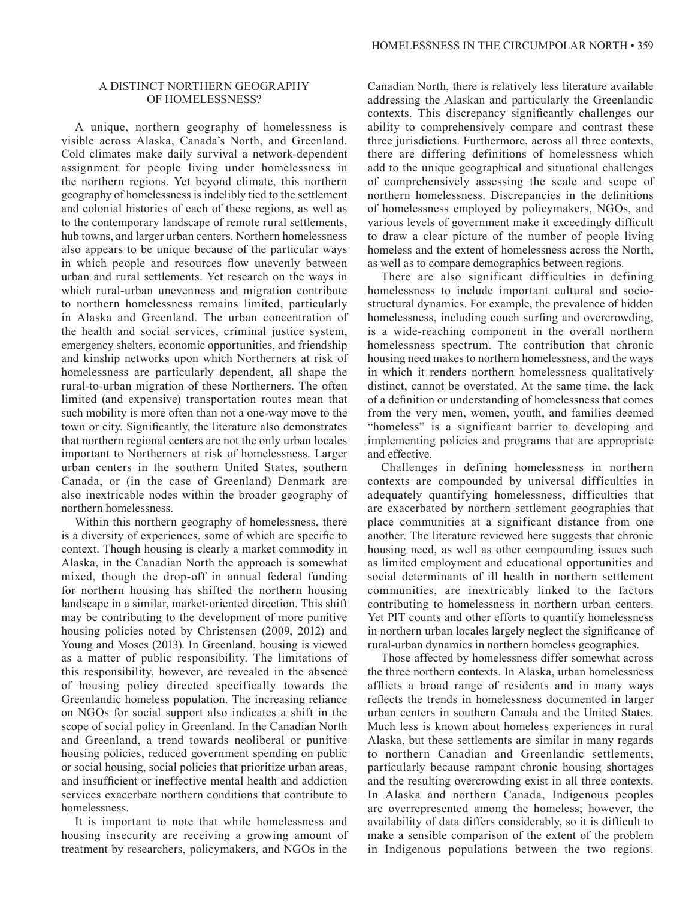## A DISTINCT NORTHERN GEOGRAPHY OF HOMELESSNESS?

A unique, northern geography of homelessness is visible across Alaska, Canada's North, and Greenland. Cold climates make daily survival a network-dependent assignment for people living under homelessness in the northern regions. Yet beyond climate, this northern geography of homelessness is indelibly tied to the settlement and colonial histories of each of these regions, as well as to the contemporary landscape of remote rural settlements, hub towns, and larger urban centers. Northern homelessness also appears to be unique because of the particular ways in which people and resources flow unevenly between urban and rural settlements. Yet research on the ways in which rural-urban unevenness and migration contribute to northern homelessness remains limited, particularly in Alaska and Greenland. The urban concentration of the health and social services, criminal justice system, emergency shelters, economic opportunities, and friendship and kinship networks upon which Northerners at risk of homelessness are particularly dependent, all shape the rural-to-urban migration of these Northerners. The often limited (and expensive) transportation routes mean that such mobility is more often than not a one-way move to the town or city. Significantly, the literature also demonstrates that northern regional centers are not the only urban locales important to Northerners at risk of homelessness. Larger urban centers in the southern United States, southern Canada, or (in the case of Greenland) Denmark are also inextricable nodes within the broader geography of northern homelessness.

Within this northern geography of homelessness, there is a diversity of experiences, some of which are specific to context. Though housing is clearly a market commodity in Alaska, in the Canadian North the approach is somewhat mixed, though the drop-off in annual federal funding for northern housing has shifted the northern housing landscape in a similar, market-oriented direction. This shift may be contributing to the development of more punitive housing policies noted by Christensen (2009, 2012) and Young and Moses (2013). In Greenland, housing is viewed as a matter of public responsibility. The limitations of this responsibility, however, are revealed in the absence of housing policy directed specifically towards the Greenlandic homeless population. The increasing reliance on NGOs for social support also indicates a shift in the scope of social policy in Greenland. In the Canadian North and Greenland, a trend towards neoliberal or punitive housing policies, reduced government spending on public or social housing, social policies that prioritize urban areas, and insufficient or ineffective mental health and addiction services exacerbate northern conditions that contribute to homelessness.

It is important to note that while homelessness and housing insecurity are receiving a growing amount of treatment by researchers, policymakers, and NGOs in the Canadian North, there is relatively less literature available addressing the Alaskan and particularly the Greenlandic contexts. This discrepancy significantly challenges our ability to comprehensively compare and contrast these three jurisdictions. Furthermore, across all three contexts, there are differing definitions of homelessness which add to the unique geographical and situational challenges of comprehensively assessing the scale and scope of northern homelessness. Discrepancies in the definitions of homelessness employed by policymakers, NGOs, and various levels of government make it exceedingly difficult to draw a clear picture of the number of people living homeless and the extent of homelessness across the North, as well as to compare demographics between regions.

There are also significant difficulties in defining homelessness to include important cultural and socio-structural dynamics. For example, the prevalence of hidden homelessness, including couch surfing and overcrowding, is a wide-reaching component in the overall northern homelessness spectrum. The contribution that chronic housing need makes to northern homelessness, and the ways in which it renders northern homelessness qualitatively distinct, cannot be overstated. At the same time, the lack of a definition or understanding of homelessness that comes from the very men, women, youth, and families deemed "homeless" is a significant barrier to developing and implementing policies and programs that are appropriate and effective.

Challenges in defining homelessness in northern contexts are compounded by universal difficulties in adequately quantifying homelessness, difficulties that are exacerbated by northern settlement geographies that place communities at a significant distance from one another. The literature reviewed here suggests that chronic housing need, as well as other compounding issues such as limited employment and educational opportunities and social determinants of ill health in northern settlement communities, are inextricably linked to the factors contributing to homelessness in northern urban centers. Yet PIT counts and other efforts to quantify homelessness in northern urban locales largely neglect the significance of rural-urban dynamics in northern homeless geographies.

Those affected by homelessness differ somewhat across the three northern contexts. In Alaska, urban homelessness afflicts a broad range of residents and in many ways reflects the trends in homelessness documented in larger urban centers in southern Canada and the United States. Much less is known about homeless experiences in rural Alaska, but these settlements are similar in many regards to northern Canadian and Greenlandic settlements, particularly because rampant chronic housing shortages and the resulting overcrowding exist in all three contexts. In Alaska and northern Canada, Indigenous peoples are overrepresented among the homeless; however, the availability of data differs considerably, so it is difficult to make a sensible comparison of the extent of the problem in Indigenous populations between the two regions.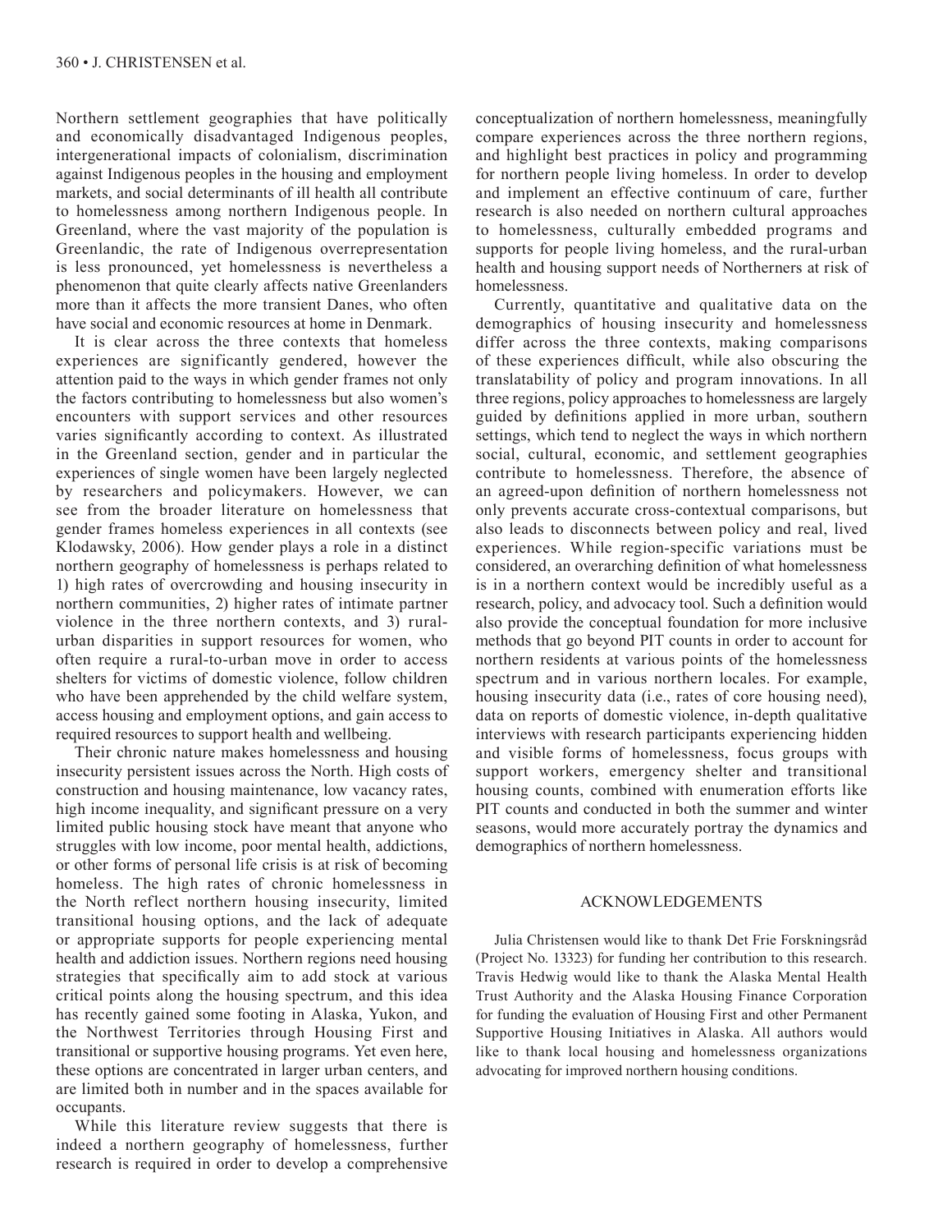Northern settlement geographies that have politically and economically disadvantaged Indigenous peoples, intergenerational impacts of colonialism, discrimination against Indigenous peoples in the housing and employment markets, and social determinants of ill health all contribute to homelessness among northern Indigenous people. In Greenland, where the vast majority of the population is Greenlandic, the rate of Indigenous overrepresentation is less pronounced, yet homelessness is nevertheless a phenomenon that quite clearly affects native Greenlanders more than it affects the more transient Danes, who often have social and economic resources at home in Denmark.

It is clear across the three contexts that homeless experiences are significantly gendered, however the attention paid to the ways in which gender frames not only the factors contributing to homelessness but also women's encounters with support services and other resources varies significantly according to context. As illustrated in the Greenland section, gender and in particular the experiences of single women have been largely neglected by researchers and policymakers. However, we can see from the broader literature on homelessness that gender frames homeless experiences in all contexts (see Klodawsky, 2006). How gender plays a role in a distinct northern geography of homelessness is perhaps related to 1) high rates of overcrowding and housing insecurity in northern communities, 2) higher rates of intimate partner violence in the three northern contexts, and 3) rural-urban disparities in support resources for women, who often require a rural-to-urban move in order to access shelters for victims of domestic violence, follow children who have been apprehended by the child welfare system, access housing and employment options, and gain access to required resources to support health and wellbeing.

Their chronic nature makes homelessness and housing insecurity persistent issues across the North. High costs of construction and housing maintenance, low vacancy rates, high income inequality, and significant pressure on a very limited public housing stock have meant that anyone who struggles with low income, poor mental health, addictions, or other forms of personal life crisis is at risk of becoming homeless. The high rates of chronic homelessness in the North reflect northern housing insecurity, limited transitional housing options, and the lack of adequate or appropriate supports for people experiencing mental health and addiction issues. Northern regions need housing strategies that specifically aim to add stock at various critical points along the housing spectrum, and this idea has recently gained some footing in Alaska, Yukon, and the Northwest Territories through Housing First and transitional or supportive housing programs. Yet even here, these options are concentrated in larger urban centers, and are limited both in number and in the spaces available for occupants.

While this literature review suggests that there is indeed a northern geography of homelessness, further research is required in order to develop a comprehensive conceptualization of northern homelessness, meaningfully compare experiences across the three northern regions, and highlight best practices in policy and programming for northern people living homeless. In order to develop and implement an effective continuum of care, further research is also needed on northern cultural approaches to homelessness, culturally embedded programs and supports for people living homeless, and the rural-urban health and housing support needs of Northerners at risk of homelessness.

Currently, quantitative and qualitative data on the demographics of housing insecurity and homelessness differ across the three contexts, making comparisons of these experiences difficult, while also obscuring the translatability of policy and program innovations. In all three regions, policy approaches to homelessness are largely guided by definitions applied in more urban, southern settings, which tend to neglect the ways in which northern social, cultural, economic, and settlement geographies contribute to homelessness. Therefore, the absence of an agreed-upon definition of northern homelessness not only prevents accurate cross-contextual comparisons, but also leads to disconnects between policy and real, lived experiences. While region-specific variations must be considered, an overarching definition of what homelessness is in a northern context would be incredibly useful as a research, policy, and advocacy tool. Such a definition would also provide the conceptual foundation for more inclusive methods that go beyond PIT counts in order to account for northern residents at various points of the homelessness spectrum and in various northern locales. For example, housing insecurity data (i.e., rates of core housing need), data on reports of domestic violence, in-depth qualitative interviews with research participants experiencing hidden and visible forms of homelessness, focus groups with support workers, emergency shelter and transitional housing counts, combined with enumeration efforts like PIT counts and conducted in both the summer and winter seasons, would more accurately portray the dynamics and demographics of northern homelessness.

## ACKNOWLEDGEMENTS

Julia Christensen would like to thank Det Frie Forskningsråd (Project No. 13323) for funding her contribution to this research. Travis Hedwig would like to thank the Alaska Mental Health Trust Authority and the Alaska Housing Finance Corporation for funding the evaluation of Housing First and other Permanent Supportive Housing Initiatives in Alaska. All authors would like to thank local housing and homelessness organizations advocating for improved northern housing conditions.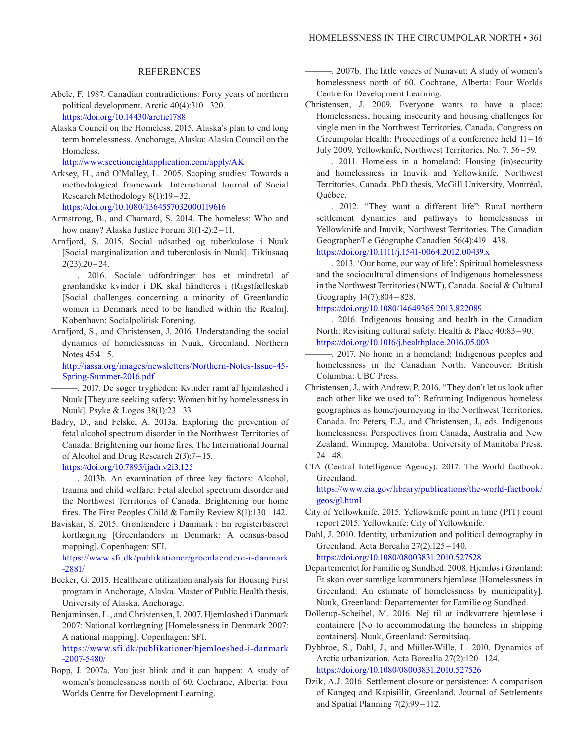## REFERENCES

Abele, F. 1987. Canadian contradictions: Forty years of northern political development. Arctic 40(4):310–320. https://doi.org/10.14430/arctic1788

Alaska Council on the Homeless. 2015. Alaska's plan to end long term homelessness. Anchorage, Alaska: Alaska Council on the Homeless. http://www.sectioneightapplication.com/apply/AK

Arksey, H., and O'Malley, L. 2005. Scoping studies: Towards a methodological framework. International Journal of Social Research Methodology 8(1):19–32. https://doi.org/10.1080/1364557032000119616

Armstrong, B., and Chamard, S. 2014. The homeless: Who and how many? Alaska Justice Forum 31(1-2):2–11.

Arnfjord, S. 2015. Social udsathed og tuberkulose i Nuuk [Social marginalization and tuberculosis in Nuuk]. Tikiusaaq 2(23):20–24.

———. 2016. Sociale udfordringer hos et mindretal af grønlandske kvinder i DK skal håndteres i (Rigs)fælleskab [Social challenges concerning a minority of Greenlandic women in Denmark need to be handled within the Realm]. København: Socialpolitisk Forening.

Arnfjord, S., and Christensen, J. 2016. Understanding the social dynamics of homelessness in Nuuk, Greenland. Northern Notes 45:4–5. http://iassa.org/images/newsletters/Northern-Notes-Issue-45-Spring-Summer-2016.pdf

———. 2017. De søger trygheden: Kvinder ramt af hjemløshed i Nuuk [They are seeking safety: Women hit by homelessness in Nuuk]. Psyke & Logos 38(1):23–33.

Badry, D., and Felske, A. 2013a. Exploring the prevention of fetal alcohol spectrum disorder in the Northwest Territories of Canada: Brightening our home fires. The International Journal of Alcohol and Drug Research 2(3):7–15. https://doi.org/10.7895/ijadr.v2i3.125

———. 2013b. An examination of three key factors: Alcohol, trauma and child welfare: Fetal alcohol spectrum disorder and the Northwest Territories of Canada. Brightening our home fires. The First Peoples Child & Family Review 8(1):130–142.

Baviskar, S. 2015. Grønlændere i Danmark : En registerbaseret kortlægning [Greenlanders in Denmark: A census-based mapping]. Copenhagen: SFI. https://www.sfi.dk/publikationer/groenlaendere-i-danmark-2881/

Becker, G. 2015. Healthcare utilization analysis for Housing First program in Anchorage, Alaska. Master of Public Health thesis, University of Alaska, Anchorage.

Benjaminsen, L., and Christensen, I. 2007. Hjemløshed i Danmark 2007: National kortlægning [Homelessness in Denmark 2007: A national mapping]. Copenhagen: SFI. https://www.sfi.dk/publikationer/hjemloeshed-i-danmark-2007-5480/

Bopp, J. 2007a. You just blink and it can happen: A study of women's homelessness north of 60. Cochrane, Alberta: Four Worlds Centre for Development Learning.

———. 2007b. The little voices of Nunavut: A study of women's homelessness north of 60. Cochrane, Alberta: Four Worlds Centre for Development Learning.

Christensen, J. 2009. Everyone wants to have a place: Homelessness, housing insecurity and housing challenges for single men in the Northwest Territories, Canada. Congress on Circumpolar Health: Proceedings of a conference held 11–16 July 2009, Yellowknife, Northwest Territories. No. 7. 56–59.

———. 2011. Homeless in a homeland: Housing (in)security and homelessness in Inuvik and Yellowknife, Northwest Territories, Canada. PhD thesis, McGill University, Montréal, Québec.

———. 2012. "They want a different life": Rural northern settlement dynamics and pathways to homelessness in Yellowknife and Inuvik, Northwest Territories. The Canadian Geographer/Le Géographe Canadien 56(4):419–438. https://doi.org/10.1111/j.1541-0064.2012.00439.x

———. 2013. 'Our home, our way of life': Spiritual homelessness and the sociocultural dimensions of Indigenous homelessness in the Northwest Territories (NWT), Canada. Social & Cultural Geography 14(7):804–828. https://doi.org/10.1080/14649365.2013.822089

———. 2016. Indigenous housing and health in the Canadian North: Revisiting cultural safety. Health & Place 40:83–90. https://doi.org/10.1016/j.healthplace.2016.05.003

———. 2017. No home in a homeland: Indigenous peoples and homelessness in the Canadian North. Vancouver, British Columbia: UBC Press.

Christensen, J., with Andrew, P. 2016. "They don't let us look after each other like we used to": Reframing Indigenous homeless geographies as home/journeying in the Northwest Territories, Canada. In: Peters, E.J., and Christensen, J., eds. Indigenous homelessness: Perspectives from Canada, Australia and New Zealand. Winnipeg, Manitoba: University of Manitoba Press. 24–48.

CIA (Central Intelligence Agency). 2017. The World factbook: Greenland. https://www.cia.gov/library/publications/the-world-factbook/geos/gl.html

City of Yellowknife. 2015. Yellowknife point in time (PIT) count report 2015. Yellowknife: City of Yellowknife.

Dahl, J. 2010. Identity, urbanization and political demography in Greenland. Acta Borealia 27(2):125–140. https://doi.org/10.1080/08003831.2010.527528

Departementet for Familie og Sundhed. 2008. Hjemløs i Grønland: Et skøn over samtlige kommuners hjemløse [Homelessness in Greenland: An estimate of homelessness by municipality]. Nuuk, Greenland: Departementet for Familie og Sundhed.

Dollerup-Scheibel, M. 2016. Nej til at indkvartere hjemløse i containere [No to accommodating the homeless in shipping containers]. Nuuk, Greenland: Sermitsiaq.

Dybbroe, S., Dahl, J., and Müller-Wille, L. 2010. Dynamics of Arctic urbanization. Acta Borealia 27(2):120–124. https://doi.org/10.1080/08003831.2010.527526

Dzik, A.J. 2016. Settlement closure or persistence: A comparison of Kangeq and Kapisillit, Greenland. Journal of Settlements and Spatial Planning 7(2):99–112.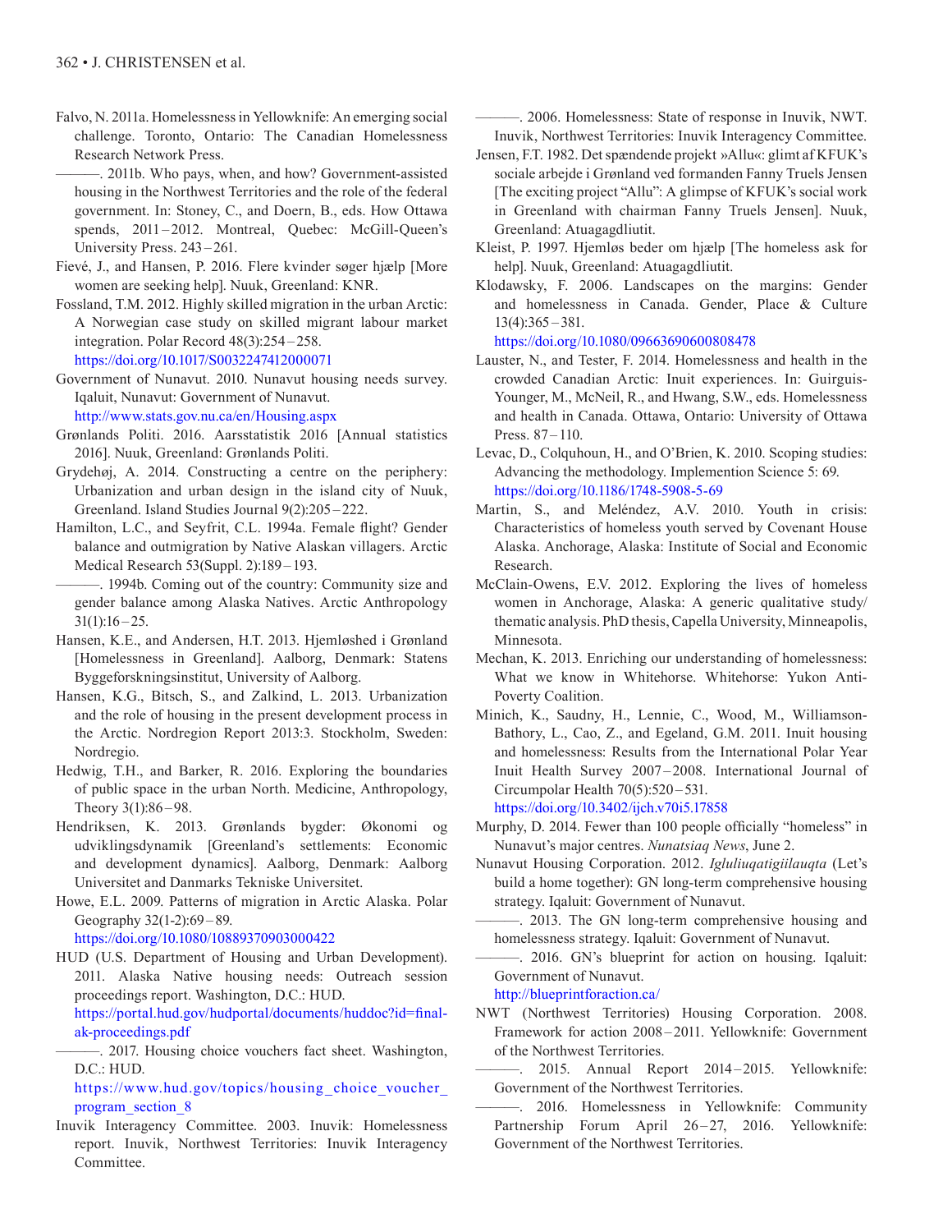Falvo, N. 2011a. Homelessness in Yellowknife: An emerging social challenge. Toronto, Ontario: The Canadian Homelessness Research Network Press.

———. 2011b. Who pays, when, and how? Government-assisted housing in the Northwest Territories and the role of the federal government. In: Stoney, C., and Doern, B., eds. How Ottawa spends, 2011 – 2012. Montreal, Quebec: McGill-Queen's University Press. 243 – 261.

Fievé, J., and Hansen, P. 2016. Flere kvinder søger hjælp [More women are seeking help]. Nuuk, Greenland: KNR.

Fossland, T.M. 2012. Highly skilled migration in the urban Arctic: A Norwegian case study on skilled migrant labour market integration. Polar Record 48(3):254 – 258. https://doi.org/10.1017/S0032247412000071

Government of Nunavut. 2010. Nunavut housing needs survey. Iqaluit, Nunavut: Government of Nunavut. http://www.stats.gov.nu.ca/en/Housing.aspx

Grønlands Politi. 2016. Aarsstatistik 2016 [Annual statistics 2016]. Nuuk, Greenland: Grønlands Politi.

Grydehøj, A. 2014. Constructing a centre on the periphery: Urbanization and urban design in the island city of Nuuk, Greenland. Island Studies Journal 9(2):205 – 222.

Hamilton, L.C., and Seyfrit, C.L. 1994a. Female flight? Gender balance and outmigration by Native Alaskan villagers. Arctic Medical Research 53(Suppl. 2):189 – 193.

———. 1994b. Coming out of the country: Community size and gender balance among Alaska Natives. Arctic Anthropology 31(1):16 – 25.

Hansen, K.E., and Andersen, H.T. 2013. Hjemløshed i Grønland [Homelessness in Greenland]. Aalborg, Denmark: Statens Byggeforskningsinstitut, University of Aalborg.

Hansen, K.G., Bitsch, S., and Zalkind, L. 2013. Urbanization and the role of housing in the present development process in the Arctic. Nordregion Report 2013:3. Stockholm, Sweden: Nordregio.

Hedwig, T.H., and Barker, R. 2016. Exploring the boundaries of public space in the urban North. Medicine, Anthropology, Theory 3(1):86 – 98.

Hendriksen, K. 2013. Grønlands bygder: Økonomi og udviklingsdynamik [Greenland's settlements: Economic and development dynamics]. Aalborg, Denmark: Aalborg Universitet and Danmarks Tekniske Universitet.

Howe, E.L. 2009. Patterns of migration in Arctic Alaska. Polar Geography 32(1-2):69 – 89. https://doi.org/10.1080/10889370903000422

HUD (U.S. Department of Housing and Urban Development). 2011. Alaska Native housing needs: Outreach session proceedings report. Washington, D.C.: HUD. https://portal.hud.gov/hudportal/documents/huddoc?id=final-ak-proceedings.pdf

———. 2017. Housing choice vouchers fact sheet. Washington, D.C.: HUD. https://www.hud.gov/topics/housing_choice_voucher_program_section_8

Inuvik Interagency Committee. 2003. Inuvik: Homelessness report. Inuvik, Northwest Territories: Inuvik Interagency Committee.

———. 2006. Homelessness: State of response in Inuvik, NWT. Inuvik, Northwest Territories: Inuvik Interagency Committee.

Jensen, F.T. 1982. Det spændende projekt »Allu«: glimt af KFUK's sociale arbejde i Grønland ved formanden Fanny Truels Jensen [The exciting project "Allu": A glimpse of KFUK's social work in Greenland with chairman Fanny Truels Jensen]. Nuuk, Greenland: Atuagagdliutit.

Kleist, P. 1997. Hjemløs beder om hjælp [The homeless ask for help]. Nuuk, Greenland: Atuagagdliutit.

Klodawsky, F. 2006. Landscapes on the margins: Gender and homelessness in Canada. Gender, Place & Culture 13(4):365 – 381. https://doi.org/10.1080/09663690600808478

Lauster, N., and Tester, F. 2014. Homelessness and health in the crowded Canadian Arctic: Inuit experiences. In: Guirguis-Younger, M., McNeil, R., and Hwang, S.W., eds. Homelessness and health in Canada. Ottawa, Ontario: University of Ottawa Press. 87 – 110.

Levac, D., Colquhoun, H., and O'Brien, K. 2010. Scoping studies: Advancing the methodology. Implemention Science 5: 69. https://doi.org/10.1186/1748-5908-5-69

Martin, S., and Meléndez, A.V. 2010. Youth in crisis: Characteristics of homeless youth served by Covenant House Alaska. Anchorage, Alaska: Institute of Social and Economic Research.

McClain-Owens, E.V. 2012. Exploring the lives of homeless women in Anchorage, Alaska: A generic qualitative study/thematic analysis. PhD thesis, Capella University, Minneapolis, Minnesota.

Mechan, K. 2013. Enriching our understanding of homelessness: What we know in Whitehorse. Whitehorse: Yukon Anti-Poverty Coalition.

Minich, K., Saudny, H., Lennie, C., Wood, M., Williamson-Bathory, L., Cao, Z., and Egeland, G.M. 2011. Inuit housing and homelessness: Results from the International Polar Year Inuit Health Survey 2007 – 2008. International Journal of Circumpolar Health 70(5):520 – 531. https://doi.org/10.3402/ijch.v70i5.17858

Murphy, D. 2014. Fewer than 100 people officially "homeless" in Nunavut's major centres. *Nunatsiaq News*, June 2.

Nunavut Housing Corporation. 2012. *Igluliuqatigiilauqta* (Let's build a home together): GN long-term comprehensive housing strategy. Iqaluit: Government of Nunavut.

———. 2013. The GN long-term comprehensive housing and homelessness strategy. Iqaluit: Government of Nunavut.

———. 2016. GN's blueprint for action on housing. Iqaluit: Government of Nunavut. http://blueprintforaction.ca/

NWT (Northwest Territories) Housing Corporation. 2008. Framework for action 2008 – 2011. Yellowknife: Government of the Northwest Territories.

———. 2015. Annual Report 2014 – 2015. Yellowknife: Government of the Northwest Territories.

———. 2016. Homelessness in Yellowknife: Community Partnership Forum April 26 – 27, 2016. Yellowknife: Government of the Northwest Territories.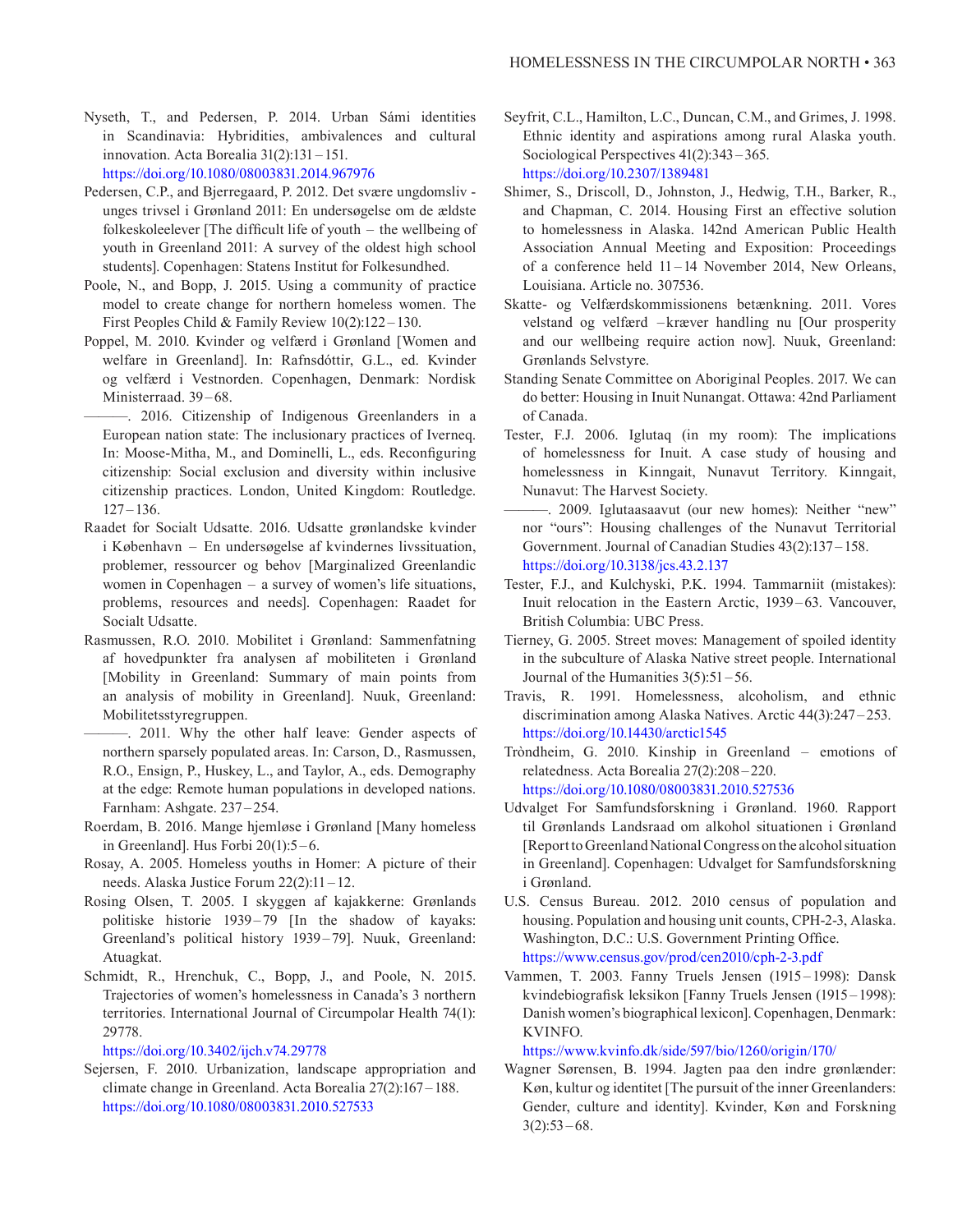Nyseth, T., and Pedersen, P. 2014. Urban Sámi identities in Scandinavia: Hybridities, ambivalences and cultural innovation. Acta Borealia 31(2):131 – 151. https://doi.org/10.1080/08003831.2014.967976

Pedersen, C.P., and Bjerregaard, P. 2012. Det svære ungdomsliv - unges trivsel i Grønland 2011: En undersøgelse om de ældste folkeskoleelever [The difficult life of youth – the wellbeing of youth in Greenland 2011: A survey of the oldest high school students]. Copenhagen: Statens Institut for Folkesundhed.

Poole, N., and Bopp, J. 2015. Using a community of practice model to create change for northern homeless women. The First Peoples Child & Family Review 10(2):122 – 130.

Poppel, M. 2010. Kvinder og velfærd i Grønland [Women and welfare in Greenland]. In: Rafnsdóttir, G.L., ed. Kvinder og velfærd i Vestnorden. Copenhagen, Denmark: Nordisk Ministerraad. 39 – 68.

———. 2016. Citizenship of Indigenous Greenlanders in a European nation state: The inclusionary practices of Iverneq. In: Moose-Mitha, M., and Dominelli, L., eds. Reconfiguring citizenship: Social exclusion and diversity within inclusive citizenship practices. London, United Kingdom: Routledge. 127 – 136.

Raadet for Socialt Udsatte. 2016. Udsatte grønlandske kvinder i København – En undersøgelse af kvindernes livssituation, problemer, ressourcer og behov [Marginalized Greenlandic women in Copenhagen – a survey of women's life situations, problems, resources and needs]. Copenhagen: Raadet for Socialt Udsatte.

Rasmussen, R.O. 2010. Mobilitet i Grønland: Sammenfatning af hovedpunkter fra analysen af mobiliteten i Grønland [Mobility in Greenland: Summary of main points from an analysis of mobility in Greenland]. Nuuk, Greenland: Mobilitetsstyregruppen.

———. 2011. Why the other half leave: Gender aspects of northern sparsely populated areas. In: Carson, D., Rasmussen, R.O., Ensign, P., Huskey, L., and Taylor, A., eds. Demography at the edge: Remote human populations in developed nations. Farnham: Ashgate. 237 – 254.

Roerdam, B. 2016. Mange hjemløse i Grønland [Many homeless in Greenland]. Hus Forbi 20(1):5 – 6.

Rosay, A. 2005. Homeless youths in Homer: A picture of their needs. Alaska Justice Forum 22(2):11 – 12.

Rosing Olsen, T. 2005. I skyggen af kajakkerne: Grønlands politiske historie 1939 – 79 [In the shadow of kayaks: Greenland's political history 1939 – 79]. Nuuk, Greenland: Atuagkat.

Schmidt, R., Hrenchuk, C., Bopp, J., and Poole, N. 2015. Trajectories of women's homelessness in Canada's 3 northern territories. International Journal of Circumpolar Health 74(1): 29778. https://doi.org/10.3402/ijch.v74.29778

Sejersen, F. 2010. Urbanization, landscape appropriation and climate change in Greenland. Acta Borealia 27(2):167 – 188. https://doi.org/10.1080/08003831.2010.527533

Seyfrit, C.L., Hamilton, L.C., Duncan, C.M., and Grimes, J. 1998. Ethnic identity and aspirations among rural Alaska youth. Sociological Perspectives 41(2):343 – 365. https://doi.org/10.2307/1389481

Shimer, S., Driscoll, D., Johnston, J., Hedwig, T.H., Barker, R., and Chapman, C. 2014. Housing First an effective solution to homelessness in Alaska. 142nd American Public Health Association Annual Meeting and Exposition: Proceedings of a conference held 11 – 14 November 2014, New Orleans, Louisiana. Article no. 307536.

Skatte- og Velfærdskommissionens betænkning. 2011. Vores velstand og velfærd –kræver handling nu [Our prosperity and our wellbeing require action now]. Nuuk, Greenland: Grønlands Selvstyre.

Standing Senate Committee on Aboriginal Peoples. 2017. We can do better: Housing in Inuit Nunangat. Ottawa: 42nd Parliament of Canada.

Tester, F.J. 2006. Iglutaq (in my room): The implications of homelessness for Inuit. A case study of housing and homelessness in Kinngait, Nunavut Territory. Kinngait, Nunavut: The Harvest Society.

———. 2009. Iglutaasaavut (our new homes): Neither "new" nor "ours": Housing challenges of the Nunavut Territorial Government. Journal of Canadian Studies 43(2):137 – 158. https://doi.org/10.3138/jcs.43.2.137

Tester, F.J., and Kulchyski, P.K. 1994. Tammarniit (mistakes): Inuit relocation in the Eastern Arctic, 1939 – 63. Vancouver, British Columbia: UBC Press.

Tierney, G. 2005. Street moves: Management of spoiled identity in the subculture of Alaska Native street people. International Journal of the Humanities 3(5):51 – 56.

Travis, R. 1991. Homelessness, alcoholism, and ethnic discrimination among Alaska Natives. Arctic 44(3):247 – 253. https://doi.org/10.14430/arctic1545

Tròndheim, G. 2010. Kinship in Greenland – emotions of relatedness. Acta Borealia 27(2):208 – 220. https://doi.org/10.1080/08003831.2010.527536

Udvalget For Samfundsforskning i Grønland. 1960. Rapport til Grønlands Landsraad om alkohol situationen i Grønland [Report to Greenland National Congress on the alcohol situation in Greenland]. Copenhagen: Udvalget for Samfundsforskning i Grønland.

U.S. Census Bureau. 2012. 2010 census of population and housing. Population and housing unit counts, CPH-2-3, Alaska. Washington, D.C.: U.S. Government Printing Office. https://www.census.gov/prod/cen2010/cph-2-3.pdf

Vammen, T. 2003. Fanny Truels Jensen (1915 – 1998): Dansk kvindebiografisk leksikon [Fanny Truels Jensen (1915 – 1998): Danish women's biographical lexicon]. Copenhagen, Denmark: KVINFO. https://www.kvinfo.dk/side/597/bio/1260/origin/170/

Wagner Sørensen, B. 1994. Jagten paa den indre grønlænder: Køn, kultur og identitet [The pursuit of the inner Greenlanders: Gender, culture and identity]. Kvinder, Køn and Forskning 3(2):53 – 68.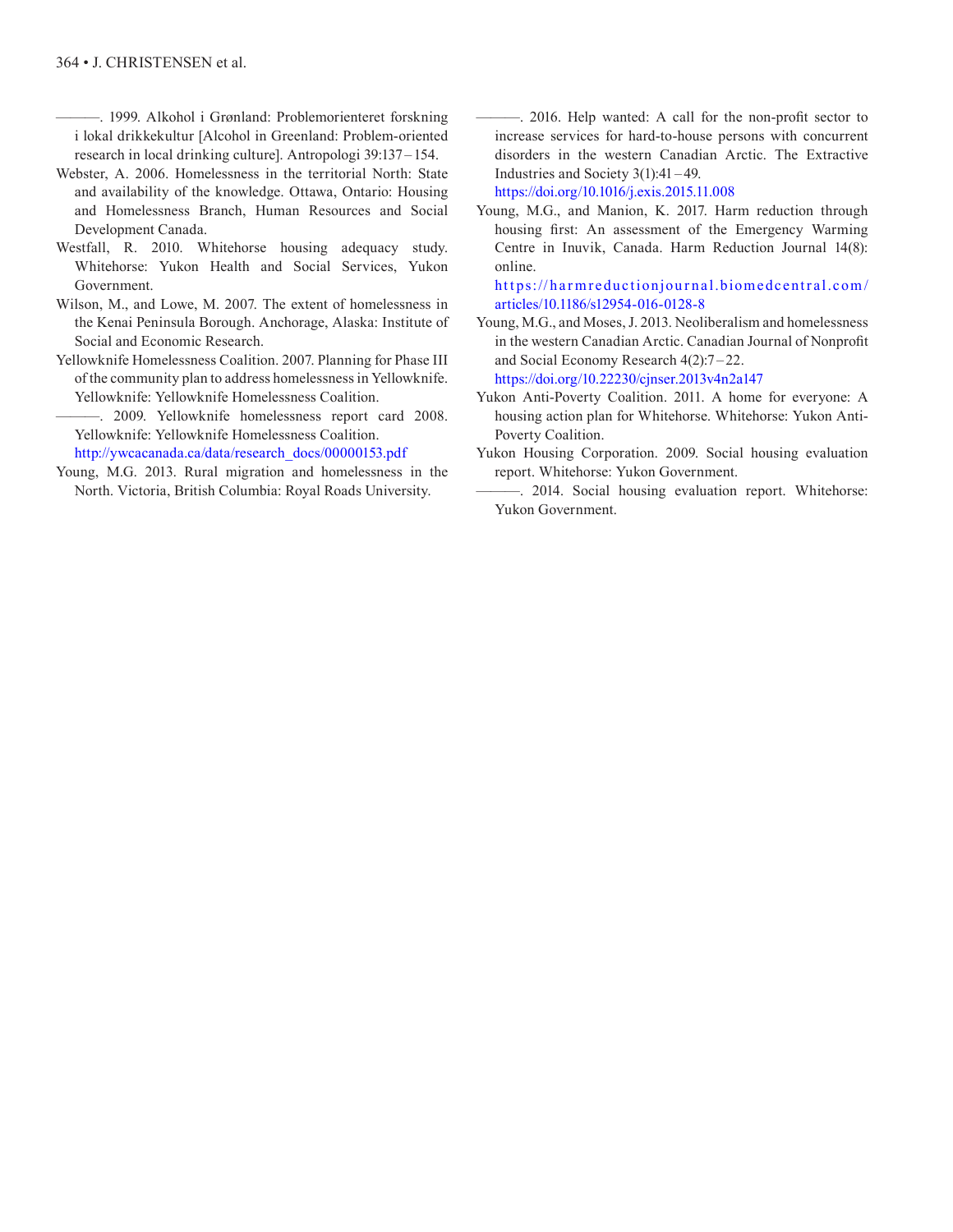———. 1999. Alkohol i Grønland: Problemorienteret forskning i lokal drikkekultur [Alcohol in Greenland: Problem-oriented research in local drinking culture]. Antropologi 39:137–154.

Webster, A. 2006. Homelessness in the territorial North: State and availability of the knowledge. Ottawa, Ontario: Housing and Homelessness Branch, Human Resources and Social Development Canada.

Westfall, R. 2010. Whitehorse housing adequacy study. Whitehorse: Yukon Health and Social Services, Yukon Government.

Wilson, M., and Lowe, M. 2007. The extent of homelessness in the Kenai Peninsula Borough. Anchorage, Alaska: Institute of Social and Economic Research.

Yellowknife Homelessness Coalition. 2007. Planning for Phase III of the community plan to address homelessness in Yellowknife. Yellowknife: Yellowknife Homelessness Coalition.

———. 2009. Yellowknife homelessness report card 2008. Yellowknife: Yellowknife Homelessness Coalition. http://ywcacanada.ca/data/research_docs/00000153.pdf

Young, M.G. 2013. Rural migration and homelessness in the North. Victoria, British Columbia: Royal Roads University.

———. 2016. Help wanted: A call for the non-profit sector to increase services for hard-to-house persons with concurrent disorders in the western Canadian Arctic. The Extractive Industries and Society 3(1):41–49. https://doi.org/10.1016/j.exis.2015.11.008

Young, M.G., and Manion, K. 2017. Harm reduction through housing first: An assessment of the Emergency Warming Centre in Inuvik, Canada. Harm Reduction Journal 14(8): online. https://harmreductionjournal.biomedcentral.com/articles/10.1186/s12954-016-0128-8

Young, M.G., and Moses, J. 2013. Neoliberalism and homelessness in the western Canadian Arctic. Canadian Journal of Nonprofit and Social Economy Research 4(2):7–22. https://doi.org/10.22230/cjnser.2013v4n2a147

Yukon Anti-Poverty Coalition. 2011. A home for everyone: A housing action plan for Whitehorse. Whitehorse: Yukon Anti-Poverty Coalition.

Yukon Housing Corporation. 2009. Social housing evaluation report. Whitehorse: Yukon Government.

———. 2014. Social housing evaluation report. Whitehorse: Yukon Government.